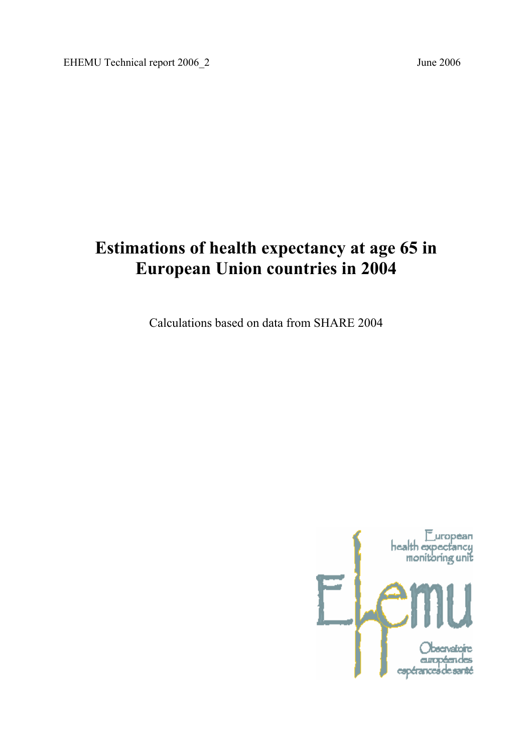EHEMU Technical report 2006_2 June 2006

# Estimations of health expectancy at age 65 in European Union countries in 2004

Calculations based on data from SHARE 2004

European health expectancy monitoring unit

EHEMU

Observatoire européen des espérances de santé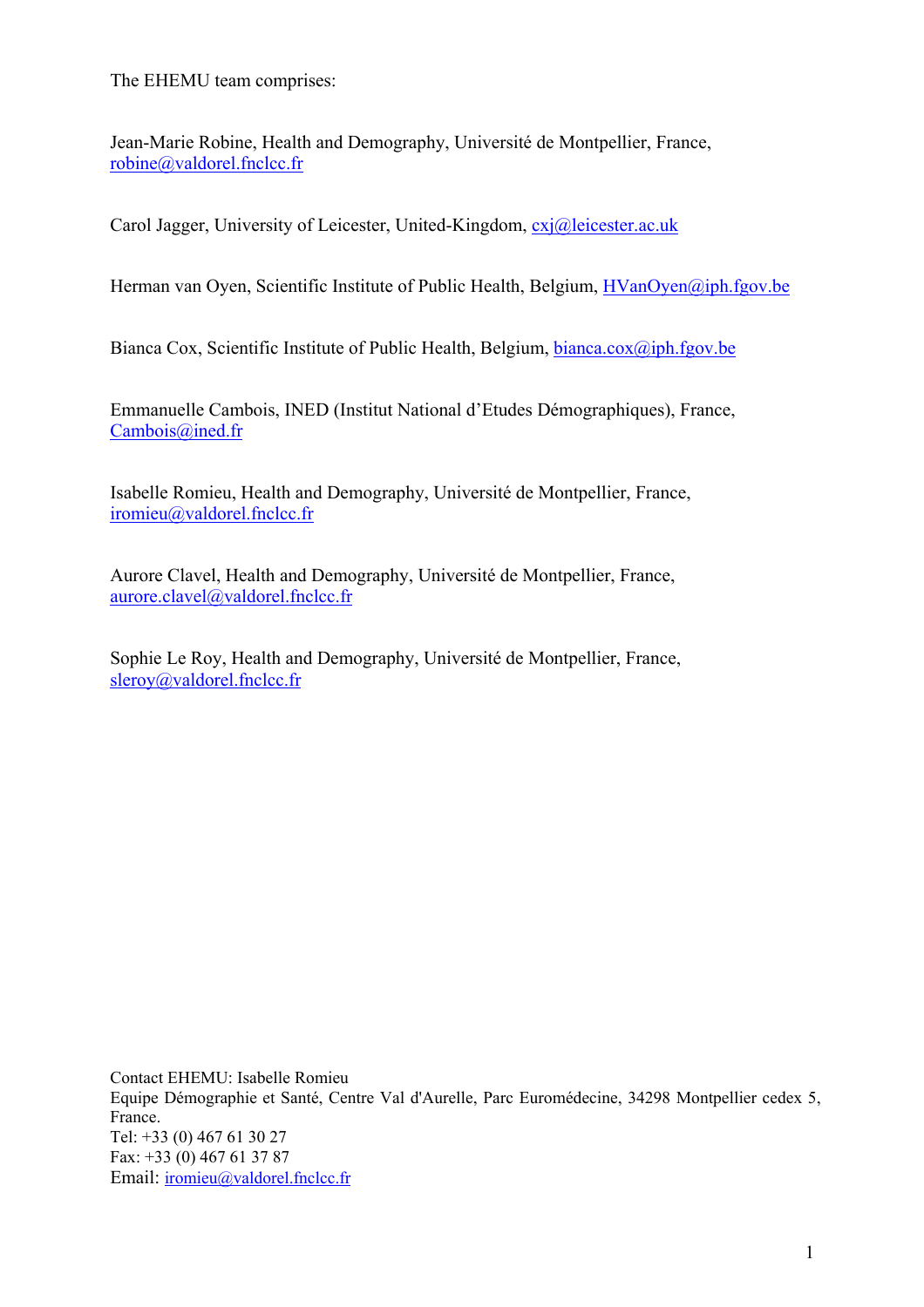The EHEMU team comprises:

Jean-Marie Robine, Health and Demography, Université de Montpellier, France, robine@valdorel.fnclcc.fr

Carol Jagger, University of Leicester, United-Kingdom, cxj@leicester.ac.uk

Herman van Oyen, Scientific Institute of Public Health, Belgium, HVanOyen@iph.fgov.be

Bianca Cox, Scientific Institute of Public Health, Belgium, bianca.cox@iph.fgov.be

Emmanuelle Cambois, INED (Institut National d'Etudes Démographiques), France, Cambois@ined.fr

Isabelle Romieu, Health and Demography, Université de Montpellier, France, iromieu@valdorel.fnclcc.fr

Aurore Clavel, Health and Demography, Université de Montpellier, France, aurore.clavel@valdorel.fnclcc.fr

Sophie Le Roy, Health and Demography, Université de Montpellier, France, sleroy@valdorel.fnclcc.fr

Contact EHEMU: Isabelle Romieu
Equipe Démographie et Santé, Centre Val d'Aurelle, Parc Euromédecine, 34298 Montpellier cedex 5, France.
Tel: +33 (0) 467 61 30 27
Fax: +33 (0) 467 61 37 87
Email: iromieu@valdorel.fnclcc.fr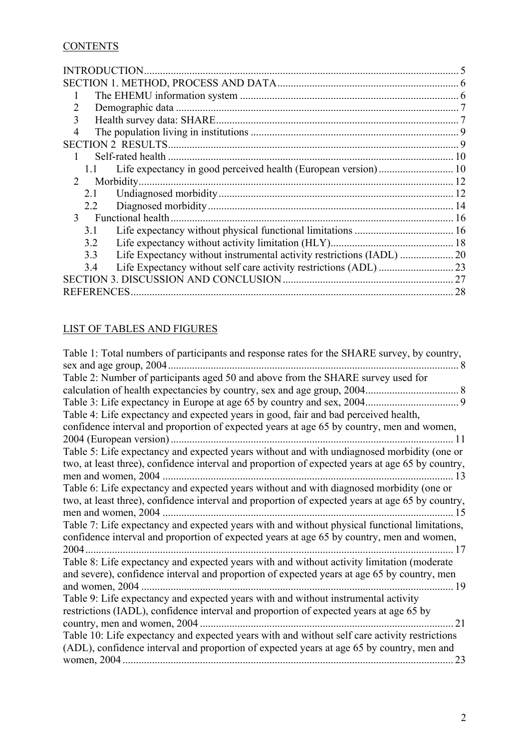## CONTENTS

INTRODUCTION ..... 5
SECTION 1. METHOD, PROCESS AND DATA ..... 6
- 1 The EHEMU information system ..... 6
- 2 Demographic data ..... 7
- 3 Health survey data: SHARE ..... 7
- 4 The population living in institutions ..... 9

SECTION 2 RESULTS ..... 9
- 1 Self-rated health ..... 10
  - 1.1 Life expectancy in good perceived health (European version) ..... 10
- 2 Morbidity ..... 12
  - 2.1 Undiagnosed morbidity ..... 12
  - 2.2 Diagnosed morbidity ..... 14
- 3 Functional health ..... 16
  - 3.1 Life expectancy without physical functional limitations ..... 16
  - 3.2 Life expectancy without activity limitation (HLY) ..... 18
  - 3.3 Life Expectancy without instrumental activity restrictions (IADL) ..... 20
  - 3.4 Life Expectancy without self care activity restrictions (ADL) ..... 23

SECTION 3. DISCUSSION AND CONCLUSION ..... 27
REFERENCES ..... 28

## LIST OF TABLES AND FIGURES

Table 1: Total numbers of participants and response rates for the SHARE survey, by country, sex and age group, 2004 ..... 8

Table 2: Number of participants aged 50 and above from the SHARE survey used for calculation of health expectancies by country, sex and age group, 2004 ..... 8

Table 3: Life expectancy in Europe at age 65 by country and sex, 2004 ..... 9

Table 4: Life expectancy and expected years in good, fair and bad perceived health, confidence interval and proportion of expected years at age 65 by country, men and women, 2004 (European version) ..... 11

Table 5: Life expectancy and expected years without and with undiagnosed morbidity (one or two, at least three), confidence interval and proportion of expected years at age 65 by country, men and women, 2004 ..... 13

Table 6: Life expectancy and expected years without and with diagnosed morbidity (one or two, at least three), confidence interval and proportion of expected years at age 65 by country, men and women, 2004 ..... 15

Table 7: Life expectancy and expected years with and without physical functional limitations, confidence interval and proportion of expected years at age 65 by country, men and women, 2004 ..... 17

Table 8: Life expectancy and expected years with and without activity limitation (moderate and severe), confidence interval and proportion of expected years at age 65 by country, men and women, 2004 ..... 19

Table 9: Life expectancy and expected years with and without instrumental activity restrictions (IADL), confidence interval and proportion of expected years at age 65 by country, men and women, 2004 ..... 21

Table 10: Life expectancy and expected years with and without self care activity restrictions (ADL), confidence interval and proportion of expected years at age 65 by country, men and women, 2004 ..... 23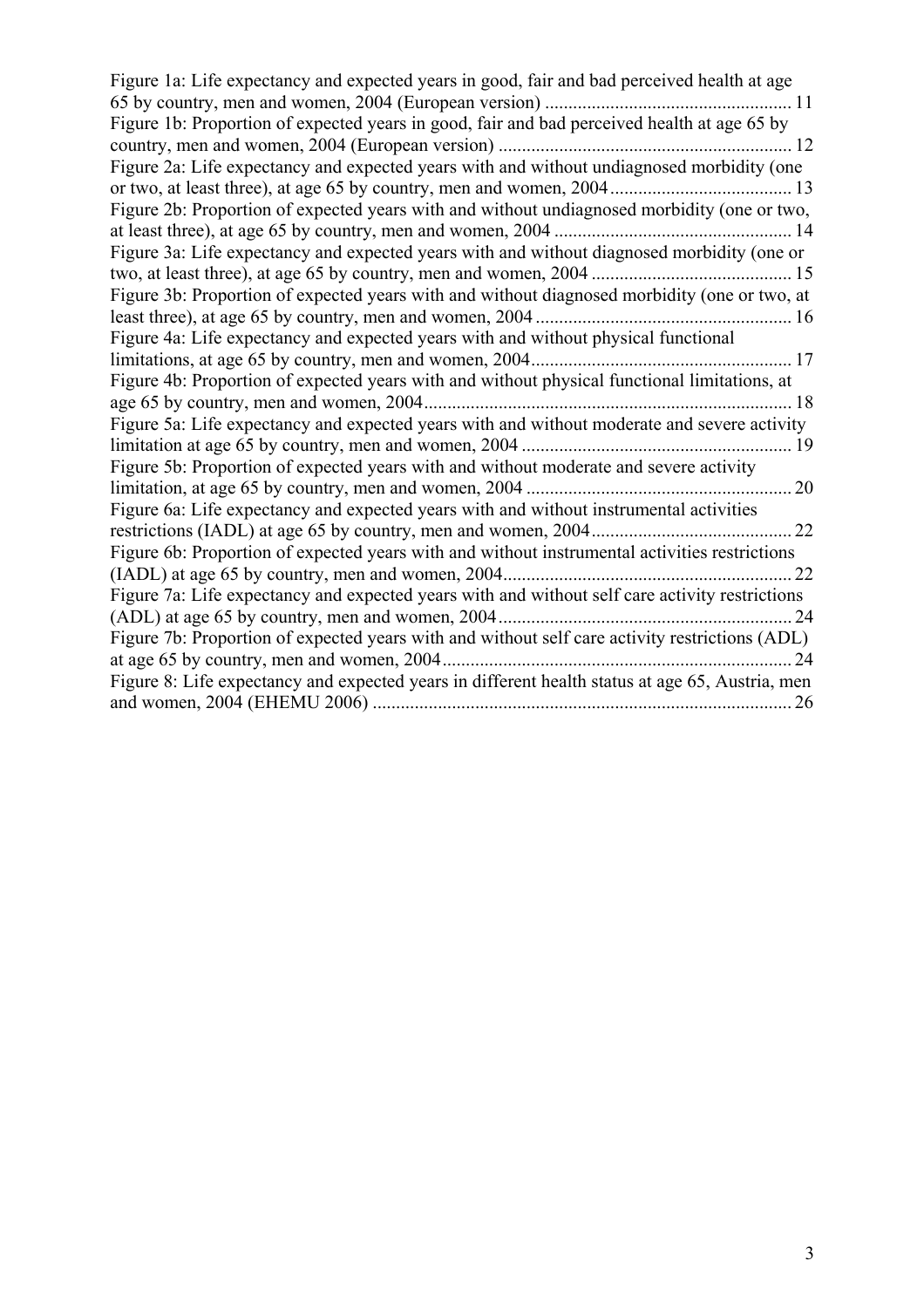Figure 1a: Life expectancy and expected years in good, fair and bad perceived health at age 65 by country, men and women, 2004 (European version) ..................................................... 11

Figure 1b: Proportion of expected years in good, fair and bad perceived health at age 65 by country, men and women, 2004 (European version) .............................................................. 12

Figure 2a: Life expectancy and expected years with and without undiagnosed morbidity (one or two, at least three), at age 65 by country, men and women, 2004 ....................................... 13

Figure 2b: Proportion of expected years with and without undiagnosed morbidity (one or two, at least three), at age 65 by country, men and women, 2004 .................................................. 14

Figure 3a: Life expectancy and expected years with and without diagnosed morbidity (one or two, at least three), at age 65 by country, men and women, 2004 ........................................... 15

Figure 3b: Proportion of expected years with and without diagnosed morbidity (one or two, at least three), at age 65 by country, men and women, 2004 ...................................................... 16

Figure 4a: Life expectancy and expected years with and without physical functional limitations, at age 65 by country, men and women, 2004 ........................................................ 17

Figure 4b: Proportion of expected years with and without physical functional limitations, at age 65 by country, men and women, 2004 .............................................................................. 18

Figure 5a: Life expectancy and expected years with and without moderate and severe activity limitation at age 65 by country, men and women, 2004 .......................................................... 19

Figure 5b: Proportion of expected years with and without moderate and severe activity limitation, at age 65 by country, men and women, 2004 ......................................................... 20

Figure 6a: Life expectancy and expected years with and without instrumental activities restrictions (IADL) at age 65 by country, men and women, 2004 ........................................... 22

Figure 6b: Proportion of expected years with and without instrumental activities restrictions (IADL) at age 65 by country, men and women, 2004 ............................................................. 22

Figure 7a: Life expectancy and expected years with and without self care activity restrictions (ADL) at age 65 by country, men and women, 2004 ............................................................... 24

Figure 7b: Proportion of expected years with and without self care activity restrictions (ADL) at age 65 by country, men and women, 2004 .......................................................................... 24

Figure 8: Life expectancy and expected years in different health status at age 65, Austria, men and women, 2004 (EHEMU 2006) ......................................................................................... 26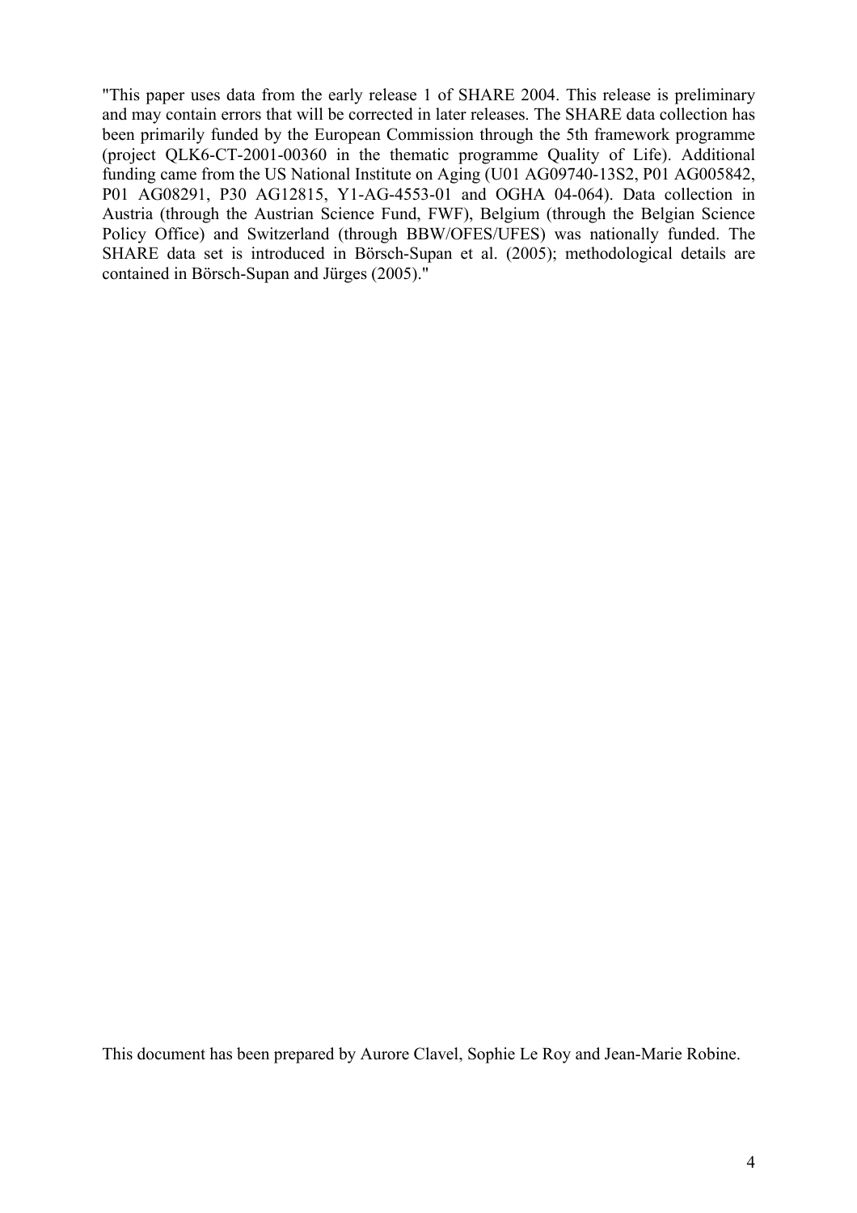"This paper uses data from the early release 1 of SHARE 2004. This release is preliminary and may contain errors that will be corrected in later releases. The SHARE data collection has been primarily funded by the European Commission through the 5th framework programme (project QLK6-CT-2001-00360 in the thematic programme Quality of Life). Additional funding came from the US National Institute on Aging (U01 AG09740-13S2, P01 AG005842, P01 AG08291, P30 AG12815, Y1-AG-4553-01 and OGHA 04-064). Data collection in Austria (through the Austrian Science Fund, FWF), Belgium (through the Belgian Science Policy Office) and Switzerland (through BBW/OFES/UFES) was nationally funded. The SHARE data set is introduced in Börsch-Supan et al. (2005); methodological details are contained in Börsch-Supan and Jürges (2005)."

This document has been prepared by Aurore Clavel, Sophie Le Roy and Jean-Marie Robine.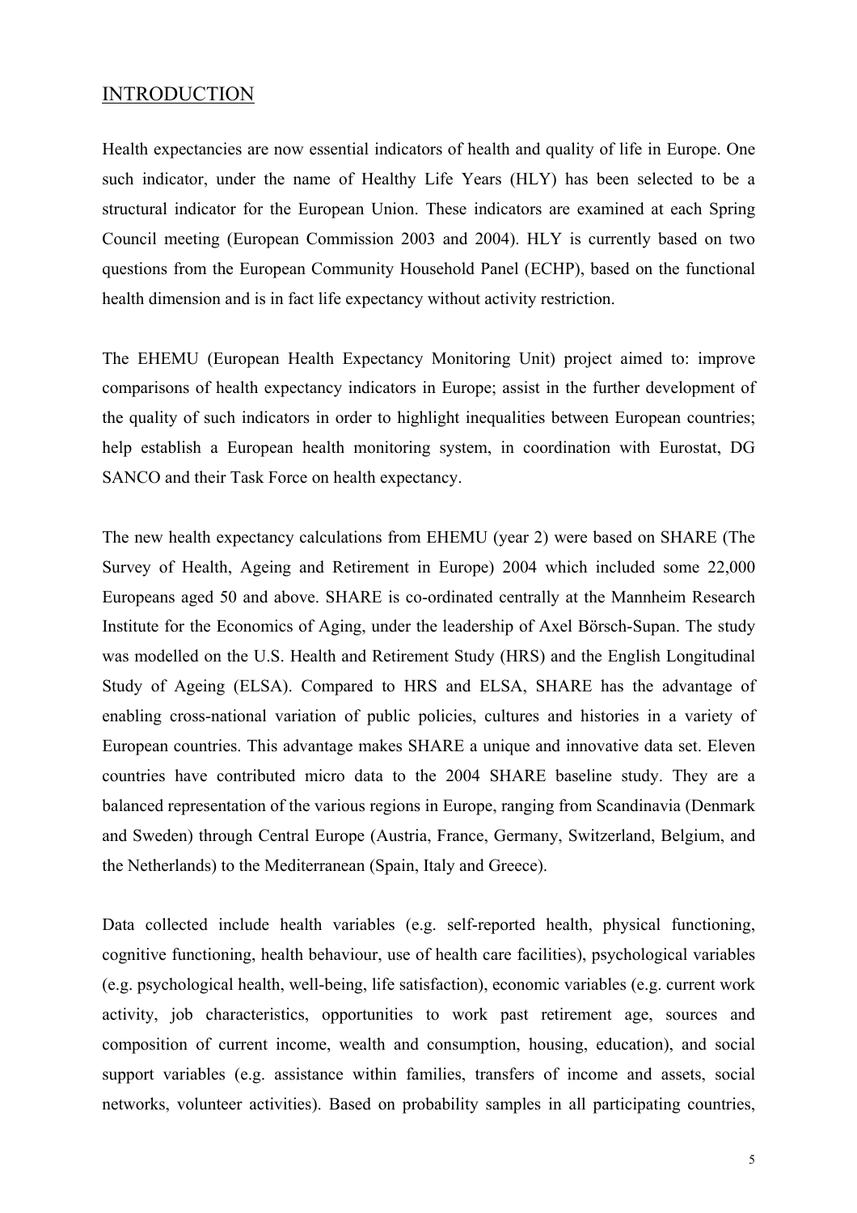# INTRODUCTION

Health expectancies are now essential indicators of health and quality of life in Europe. One such indicator, under the name of Healthy Life Years (HLY) has been selected to be a structural indicator for the European Union. These indicators are examined at each Spring Council meeting (European Commission 2003 and 2004). HLY is currently based on two questions from the European Community Household Panel (ECHP), based on the functional health dimension and is in fact life expectancy without activity restriction.

The EHEMU (European Health Expectancy Monitoring Unit) project aimed to: improve comparisons of health expectancy indicators in Europe; assist in the further development of the quality of such indicators in order to highlight inequalities between European countries; help establish a European health monitoring system, in coordination with Eurostat, DG SANCO and their Task Force on health expectancy.

The new health expectancy calculations from EHEMU (year 2) were based on SHARE (The Survey of Health, Ageing and Retirement in Europe) 2004 which included some 22,000 Europeans aged 50 and above. SHARE is co-ordinated centrally at the Mannheim Research Institute for the Economics of Aging, under the leadership of Axel Börsch-Supan. The study was modelled on the U.S. Health and Retirement Study (HRS) and the English Longitudinal Study of Ageing (ELSA). Compared to HRS and ELSA, SHARE has the advantage of enabling cross-national variation of public policies, cultures and histories in a variety of European countries. This advantage makes SHARE a unique and innovative data set. Eleven countries have contributed micro data to the 2004 SHARE baseline study. They are a balanced representation of the various regions in Europe, ranging from Scandinavia (Denmark and Sweden) through Central Europe (Austria, France, Germany, Switzerland, Belgium, and the Netherlands) to the Mediterranean (Spain, Italy and Greece).

Data collected include health variables (e.g. self-reported health, physical functioning, cognitive functioning, health behaviour, use of health care facilities), psychological variables (e.g. psychological health, well-being, life satisfaction), economic variables (e.g. current work activity, job characteristics, opportunities to work past retirement age, sources and composition of current income, wealth and consumption, housing, education), and social support variables (e.g. assistance within families, transfers of income and assets, social networks, volunteer activities). Based on probability samples in all participating countries,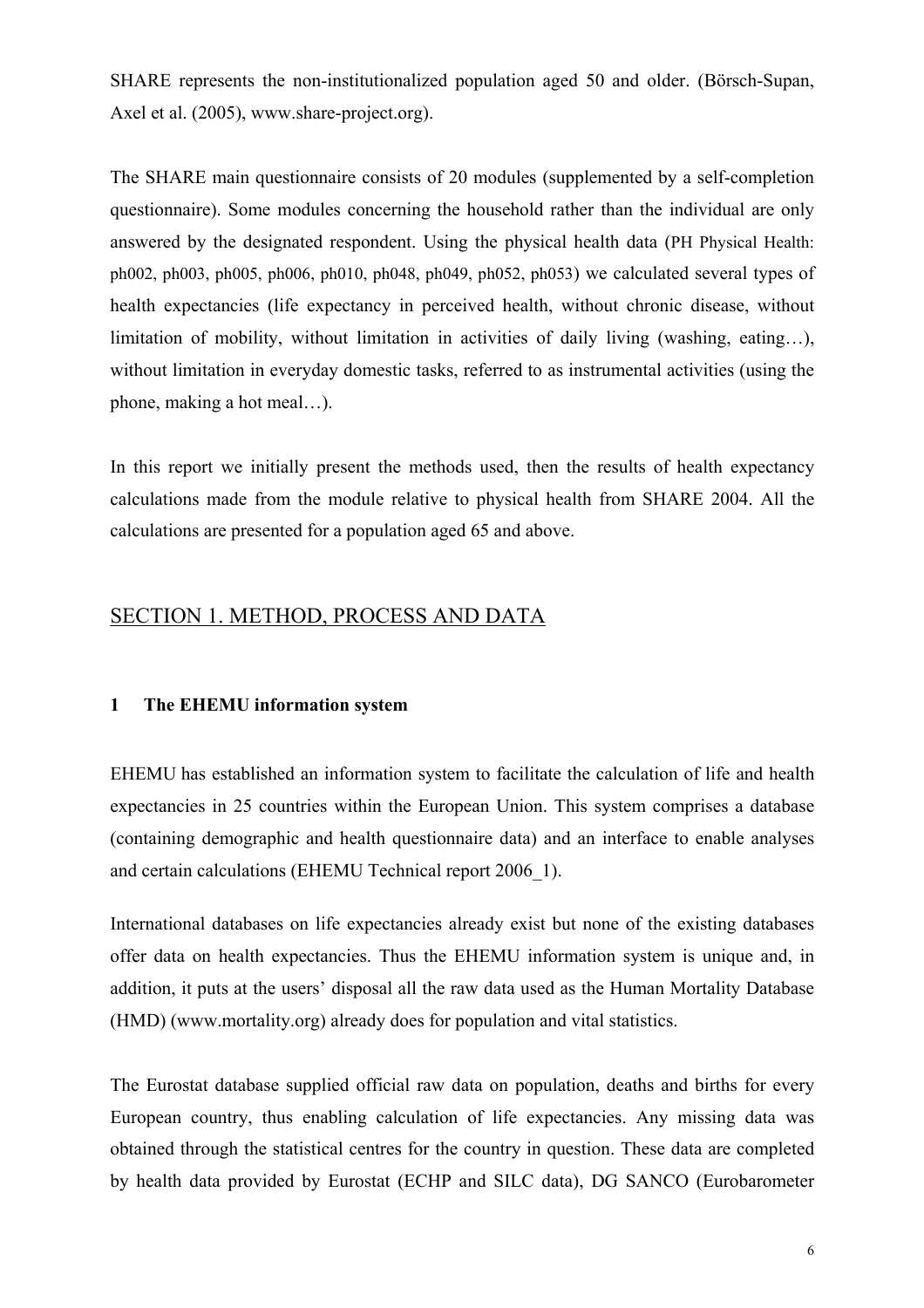SHARE represents the non-institutionalized population aged 50 and older. (Börsch-Supan, Axel et al. (2005), www.share-project.org).

The SHARE main questionnaire consists of 20 modules (supplemented by a self-completion questionnaire). Some modules concerning the household rather than the individual are only answered by the designated respondent. Using the physical health data (PH Physical Health: ph002, ph003, ph005, ph006, ph010, ph048, ph049, ph052, ph053) we calculated several types of health expectancies (life expectancy in perceived health, without chronic disease, without limitation of mobility, without limitation in activities of daily living (washing, eating…), without limitation in everyday domestic tasks, referred to as instrumental activities (using the phone, making a hot meal…).

In this report we initially present the methods used, then the results of health expectancy calculations made from the module relative to physical health from SHARE 2004. All the calculations are presented for a population aged 65 and above.

## SECTION 1. METHOD, PROCESS AND DATA

### 1 The EHEMU information system

EHEMU has established an information system to facilitate the calculation of life and health expectancies in 25 countries within the European Union. This system comprises a database (containing demographic and health questionnaire data) and an interface to enable analyses and certain calculations (EHEMU Technical report 2006_1).

International databases on life expectancies already exist but none of the existing databases offer data on health expectancies. Thus the EHEMU information system is unique and, in addition, it puts at the users' disposal all the raw data used as the Human Mortality Database (HMD) (www.mortality.org) already does for population and vital statistics.

The Eurostat database supplied official raw data on population, deaths and births for every European country, thus enabling calculation of life expectancies. Any missing data was obtained through the statistical centres for the country in question. These data are completed by health data provided by Eurostat (ECHP and SILC data), DG SANCO (Eurobarometer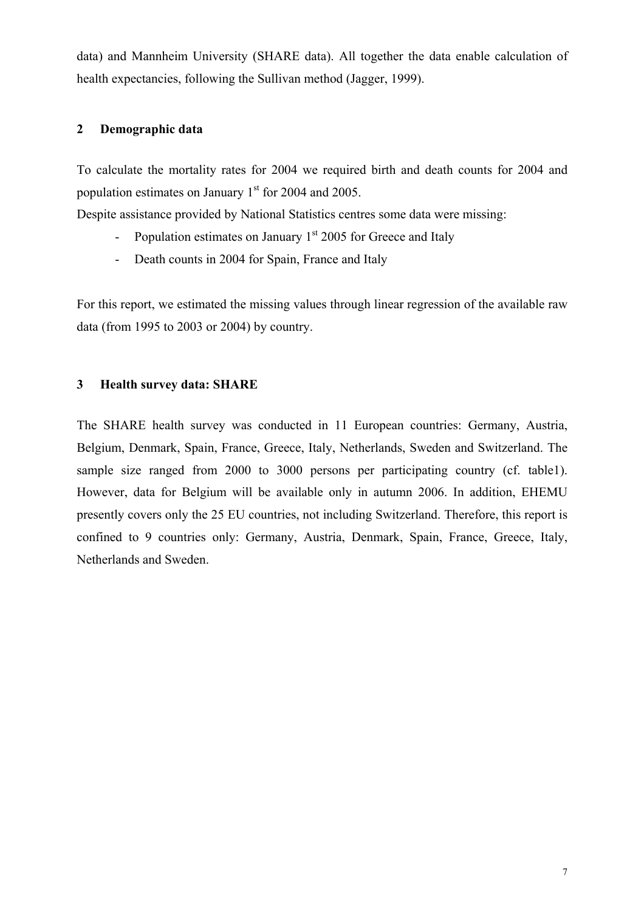data) and Mannheim University (SHARE data). All together the data enable calculation of health expectancies, following the Sullivan method (Jagger, 1999).

## 2 Demographic data

To calculate the mortality rates for 2004 we required birth and death counts for 2004 and population estimates on January 1st for 2004 and 2005.

Despite assistance provided by National Statistics centres some data were missing:

- Population estimates on January 1st 2005 for Greece and Italy
- Death counts in 2004 for Spain, France and Italy

For this report, we estimated the missing values through linear regression of the available raw data (from 1995 to 2003 or 2004) by country.

## 3 Health survey data: SHARE

The SHARE health survey was conducted in 11 European countries: Germany, Austria, Belgium, Denmark, Spain, France, Greece, Italy, Netherlands, Sweden and Switzerland. The sample size ranged from 2000 to 3000 persons per participating country (cf. table1). However, data for Belgium will be available only in autumn 2006. In addition, EHEMU presently covers only the 25 EU countries, not including Switzerland. Therefore, this report is confined to 9 countries only: Germany, Austria, Denmark, Spain, France, Greece, Italy, Netherlands and Sweden.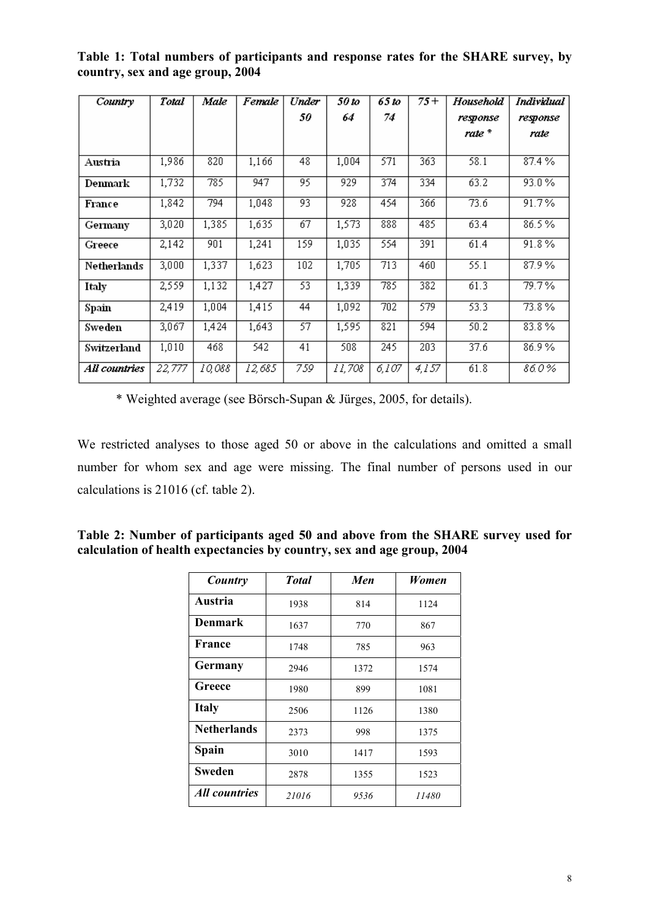**Table 1: Total numbers of participants and response rates for the SHARE survey, by country, sex and age group, 2004**

| Country | Total | Male | Female | Under 50 | 50 to 64 | 65 to 74 | 75+ | Household response rate * | Individual response rate |
|---|---|---|---|---|---|---|---|---|---|
| Austria | 1,986 | 820 | 1,166 | 48 | 1,004 | 571 | 363 | 58.1 | 87.4 % |
| Denmark | 1,732 | 785 | 947 | 95 | 929 | 374 | 334 | 63.2 | 93.0 % |
| France | 1,842 | 794 | 1,048 | 93 | 928 | 454 | 366 | 73.6 | 91.7 % |
| Germany | 3,020 | 1,385 | 1,635 | 67 | 1,573 | 888 | 485 | 63.4 | 86.5 % |
| Greece | 2,142 | 901 | 1,241 | 159 | 1,035 | 554 | 391 | 61.4 | 91.8 % |
| Netherlands | 3,000 | 1,337 | 1,623 | 102 | 1,705 | 713 | 460 | 55.1 | 87.9 % |
| Italy | 2,559 | 1,132 | 1,427 | 53 | 1,339 | 785 | 382 | 61.3 | 79.7 % |
| Spain | 2,419 | 1,004 | 1,415 | 44 | 1,092 | 702 | 579 | 53.3 | 73.8 % |
| Sweden | 3,067 | 1,424 | 1,643 | 57 | 1,595 | 821 | 594 | 50.2 | 83.8 % |
| Switzerland | 1,010 | 468 | 542 | 41 | 508 | 245 | 203 | 37.6 | 86.9 % |
| *All countries* | *22,777* | *10,088* | *12,685* | *759* | *11,708* | *6,107* | *4,157* | 61.8 | *86.0 %* |

\* Weighted average (see Börsch-Supan & Jürges, 2005, for details).

We restricted analyses to those aged 50 or above in the calculations and omitted a small number for whom sex and age were missing. The final number of persons used in our calculations is 21016 (cf. table 2).

**Table 2: Number of participants aged 50 and above from the SHARE survey used for calculation of health expectancies by country, sex and age group, 2004**

| *Country* | *Total* | *Men* | *Women* |
|---|---|---|---|
| **Austria** | 1938 | 814 | 1124 |
| **Denmark** | 1637 | 770 | 867 |
| **France** | 1748 | 785 | 963 |
| **Germany** | 2946 | 1372 | 1574 |
| **Greece** | 1980 | 899 | 1081 |
| **Italy** | 2506 | 1126 | 1380 |
| **Netherlands** | 2373 | 998 | 1375 |
| **Spain** | 3010 | 1417 | 1593 |
| **Sweden** | 2878 | 1355 | 1523 |
| *All countries* | *21016* | *9536* | *11480* |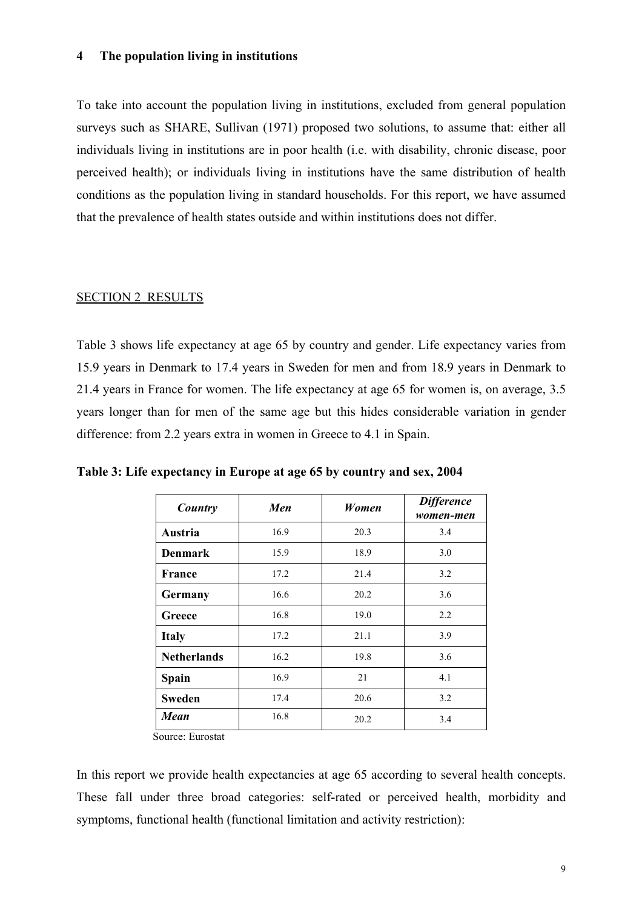## 4 The population living in institutions

To take into account the population living in institutions, excluded from general population surveys such as SHARE, Sullivan (1971) proposed two solutions, to assume that: either all individuals living in institutions are in poor health (i.e. with disability, chronic disease, poor perceived health); or individuals living in institutions have the same distribution of health conditions as the population living in standard households. For this report, we have assumed that the prevalence of health states outside and within institutions does not differ.

# SECTION 2 RESULTS

Table 3 shows life expectancy at age 65 by country and gender. Life expectancy varies from 15.9 years in Denmark to 17.4 years in Sweden for men and from 18.9 years in Denmark to 21.4 years in France for women. The life expectancy at age 65 for women is, on average, 3.5 years longer than for men of the same age but this hides considerable variation in gender difference: from 2.2 years extra in women in Greece to 4.1 in Spain.

**Table 3: Life expectancy in Europe at age 65 by country and sex, 2004**

| *Country* | *Men* | *Women* | *Difference women-men* |
|---|---|---|---|
| **Austria** | 16.9 | 20.3 | 3.4 |
| **Denmark** | 15.9 | 18.9 | 3.0 |
| **France** | 17.2 | 21.4 | 3.2 |
| **Germany** | 16.6 | 20.2 | 3.6 |
| **Greece** | 16.8 | 19.0 | 2.2 |
| **Italy** | 17.2 | 21.1 | 3.9 |
| **Netherlands** | 16.2 | 19.8 | 3.6 |
| **Spain** | 16.9 | 21 | 4.1 |
| **Sweden** | 17.4 | 20.6 | 3.2 |
| ***Mean*** | 16.8 | 20.2 | 3.4 |

Source: Eurostat

In this report we provide health expectancies at age 65 according to several health concepts. These fall under three broad categories: self-rated or perceived health, morbidity and symptoms, functional health (functional limitation and activity restriction):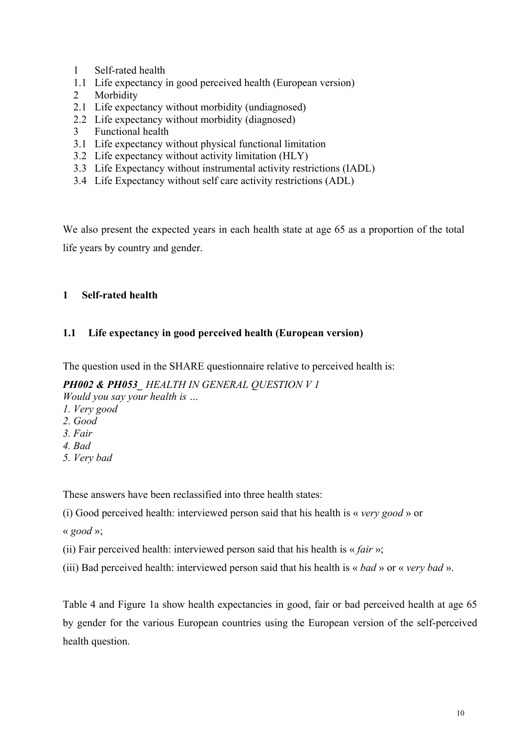1 Self-rated health
1.1 Life expectancy in good perceived health (European version)
2 Morbidity
2.1 Life expectancy without morbidity (undiagnosed)
2.2 Life expectancy without morbidity (diagnosed)
3 Functional health
3.1 Life expectancy without physical functional limitation
3.2 Life expectancy without activity limitation (HLY)
3.3 Life Expectancy without instrumental activity restrictions (IADL)
3.4 Life Expectancy without self care activity restrictions (ADL)

We also present the expected years in each health state at age 65 as a proportion of the total life years by country and gender.

## 1 Self-rated health

### 1.1 Life expectancy in good perceived health (European version)

The question used in the SHARE questionnaire relative to perceived health is:

***PH002 & PH053_*** *HEALTH IN GENERAL QUESTION V 1*
*Would you say your health is …*
*1. Very good*
*2. Good*
*3. Fair*
*4. Bad*
*5. Very bad*

These answers have been reclassified into three health states:

(i) Good perceived health: interviewed person said that his health is « *very good* » or « *good* »;

(ii) Fair perceived health: interviewed person said that his health is « *fair* »;

(iii) Bad perceived health: interviewed person said that his health is « *bad* » or « *very bad* ».

Table 4 and Figure 1a show health expectancies in good, fair or bad perceived health at age 65 by gender for the various European countries using the European version of the self-perceived health question.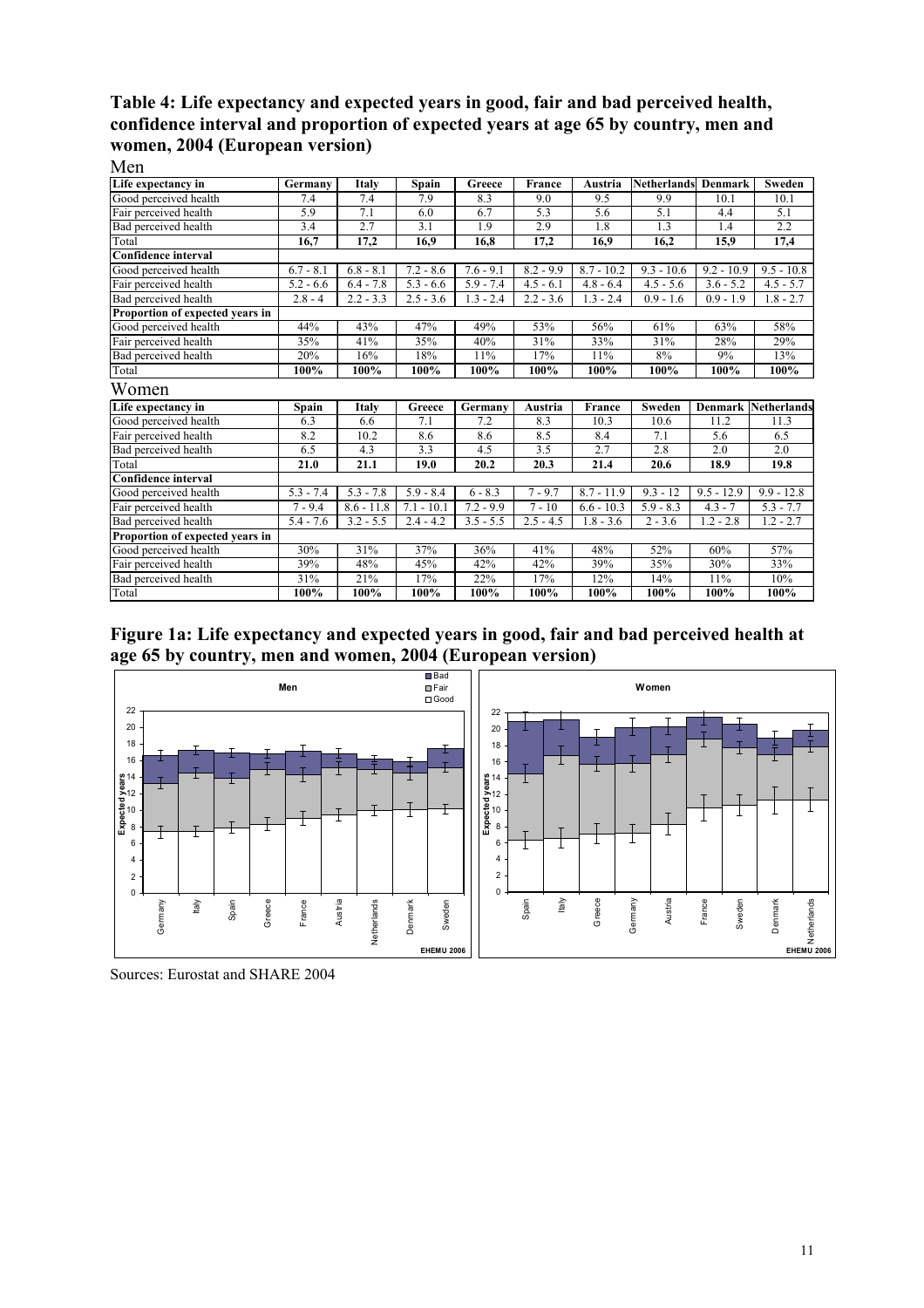## Table 4: Life expectancy and expected years in good, fair and bad perceived health, confidence interval and proportion of expected years at age 65 by country, men and women, 2004 (European version)

### Men

| Life expectancy in | Germany | Italy | Spain | Greece | France | Austria | Netherlands | Denmark | Sweden |
|---|---|---|---|---|---|---|---|---|---|
| Good perceived health | 7.4 | 7.4 | 7.9 | 8.3 | 9.0 | 9.5 | 9.9 | 10.1 | 10.1 |
| Fair perceived health | 5.9 | 7.1 | 6.0 | 6.7 | 5.3 | 5.6 | 5.1 | 4.4 | 5.1 |
| Bad perceived health | 3.4 | 2.7 | 3.1 | 1.9 | 2.9 | 1.8 | 1.3 | 1.4 | 2.2 |
| Total | **16,7** | **17,2** | **16,9** | **16,8** | **17,2** | **16,9** | **16,2** | **15,9** | **17,4** |
| **Confidence interval** | | | | | | | | | |
| Good perceived health | 6.7 - 8.1 | 6.8 - 8.1 | 7.2 - 8.6 | 7.6 - 9.1 | 8.2 - 9.9 | 8.7 - 10.2 | 9.3 - 10.6 | 9.2 - 10.9 | 9.5 - 10.8 |
| Fair perceived health | 5.2 - 6.6 | 6.4 - 7.8 | 5.3 - 6.6 | 5.9 - 7.4 | 4.5 - 6.1 | 4.8 - 6.4 | 4.5 - 5.6 | 3.6 - 5.2 | 4.5 - 5.7 |
| Bad perceived health | 2.8 - 4 | 2.2 - 3.3 | 2.5 - 3.6 | 1.3 - 2.4 | 2.2 - 3.6 | 1.3 - 2.4 | 0.9 - 1.6 | 0.9 - 1.9 | 1.8 - 2.7 |
| **Proportion of expected years in** | | | | | | | | | |
| Good perceived health | 44% | 43% | 47% | 49% | 53% | 56% | 61% | 63% | 58% |
| Fair perceived health | 35% | 41% | 35% | 40% | 31% | 33% | 31% | 28% | 29% |
| Bad perceived health | 20% | 16% | 18% | 11% | 17% | 11% | 8% | 9% | 13% |
| Total | **100%** | **100%** | **100%** | **100%** | **100%** | **100%** | **100%** | **100%** | **100%** |

### Women

| Life expectancy in | Spain | Italy | Greece | Germany | Austria | France | Sweden | Denmark | Netherlands |
|---|---|---|---|---|---|---|---|---|---|
| Good perceived health | 6.3 | 6.6 | 7.1 | 7.2 | 8.3 | 10.3 | 10.6 | 11.2 | 11.3 |
| Fair perceived health | 8.2 | 10.2 | 8.6 | 8.6 | 8.5 | 8.4 | 7.1 | 5.6 | 6.5 |
| Bad perceived health | 6.5 | 4.3 | 3.3 | 4.5 | 3.5 | 2.7 | 2.8 | 2.0 | 2.0 |
| Total | **21.0** | **21.1** | **19.0** | **20.2** | **20.3** | **21.4** | **20.6** | **18.9** | **19.8** |
| **Confidence interval** | | | | | | | | | |
| Good perceived health | 5.3 - 7.4 | 5.3 - 7.8 | 5.9 - 8.4 | 6 - 8.3 | 7 - 9.7 | 8.7 - 11.9 | 9.3 - 12 | 9.5 - 12.9 | 9.9 - 12.8 |
| Fair perceived health | 7 - 9.4 | 8.6 - 11.8 | 7.1 - 10.1 | 7.2 - 9.9 | 7 - 10 | 6.6 - 10.3 | 5.9 - 8.3 | 4.3 - 7 | 5.3 - 7.7 |
| Bad perceived health | 5.4 - 7.6 | 3.2 - 5.5 | 2.4 - 4.2 | 3.5 - 5.5 | 2.5 - 4.5 | 1.8 - 3.6 | 2 - 3.6 | 1.2 - 2.8 | 1.2 - 2.7 |
| **Proportion of expected years in** | | | | | | | | | |
| Good perceived health | 30% | 31% | 37% | 36% | 41% | 48% | 52% | 60% | 57% |
| Fair perceived health | 39% | 48% | 45% | 42% | 42% | 39% | 35% | 30% | 33% |
| Bad perceived health | 31% | 21% | 17% | 22% | 17% | 12% | 14% | 11% | 10% |
| Total | **100%** | **100%** | **100%** | **100%** | **100%** | **100%** | **100%** | **100%** | **100%** |

## Figure 1a: Life expectancy and expected years in good, fair and bad perceived health at age 65 by country, men and women, 2004 (European version)

Sources: Eurostat and SHARE 2004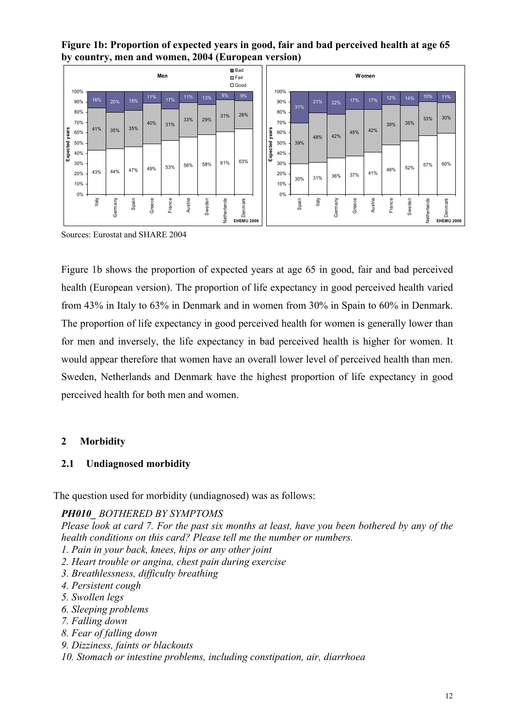**Figure 1b: Proportion of expected years in good, fair and bad perceived health at age 65 by country, men and women, 2004 (European version)**

Sources: Eurostat and SHARE 2004

Figure 1b shows the proportion of expected years at age 65 in good, fair and bad perceived health (European version). The proportion of life expectancy in good perceived health varied from 43% in Italy to 63% in Denmark and in women from 30% in Spain to 60% in Denmark. The proportion of life expectancy in good perceived health for women is generally lower than for men and inversely, the life expectancy in bad perceived health is higher for women. It would appear therefore that women have an overall lower level of perceived health than men. Sweden, Netherlands and Denmark have the highest proportion of life expectancy in good perceived health for both men and women.

## 2 Morbidity

### 2.1 Undiagnosed morbidity

The question used for morbidity (undiagnosed) was as follows:

***PH010_** BOTHERED BY SYMPTOMS*

*Please look at card 7. For the past six months at least, have you been bothered by any of the health conditions on this card? Please tell me the number or numbers.*

*1. Pain in your back, knees, hips or any other joint*
*2. Heart trouble or angina, chest pain during exercise*
*3. Breathlessness, difficulty breathing*
*4. Persistent cough*
*5. Swollen legs*
*6. Sleeping problems*
*7. Falling down*
*8. Fear of falling down*
*9. Dizziness, faints or blackouts*
*10. Stomach or intestine problems, including constipation, air, diarrhoea*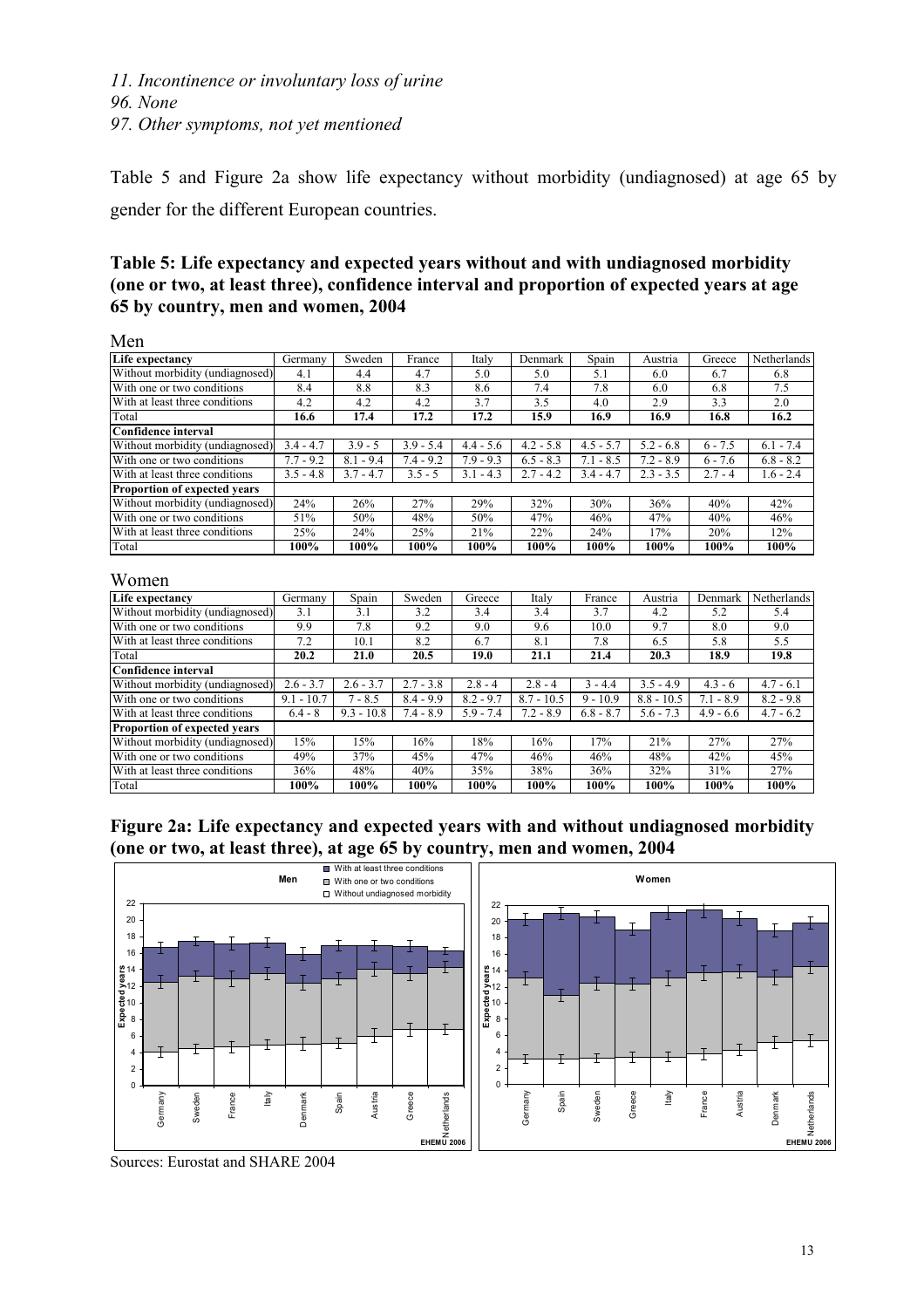*11. Incontinence or involuntary loss of urine*
*96. None*
*97. Other symptoms, not yet mentioned*

Table 5 and Figure 2a show life expectancy without morbidity (undiagnosed) at age 65 by gender for the different European countries.

### Table 5: Life expectancy and expected years without and with undiagnosed morbidity (one or two, at least three), confidence interval and proportion of expected years at age 65 by country, men and women, 2004

Men

| **Life expectancy** | Germany | Sweden | France | Italy | Denmark | Spain | Austria | Greece | Netherlands |
|---|---|---|---|---|---|---|---|---|---|
| Without morbidity (undiagnosed) | 4.1 | 4.4 | 4.7 | 5.0 | 5.0 | 5.1 | 6.0 | 6.7 | 6.8 |
| With one or two conditions | 8.4 | 8.8 | 8.3 | 8.6 | 7.4 | 7.8 | 6.0 | 6.8 | 7.5 |
| With at least three conditions | 4.2 | 4.2 | 4.2 | 3.7 | 3.5 | 4.0 | 2.9 | 3.3 | 2.0 |
| Total | **16.6** | **17.4** | **17.2** | **17.2** | **15.9** | **16.9** | **16.9** | **16.8** | **16.2** |
| **Confidence interval** | | | | | | | | | |
| Without morbidity (undiagnosed) | 3.4 - 4.7 | 3.9 - 5 | 3.9 - 5.4 | 4.4 - 5.6 | 4.2 - 5.8 | 4.5 - 5.7 | 5.2 - 6.8 | 6 - 7.5 | 6.1 - 7.4 |
| With one or two conditions | 7.7 - 9.2 | 8.1 - 9.4 | 7.4 - 9.2 | 7.9 - 9.3 | 6.5 - 8.3 | 7.1 - 8.5 | 7.2 - 8.9 | 6 - 7.6 | 6.8 - 8.2 |
| With at least three conditions | 3.5 - 4.8 | 3.7 - 4.7 | 3.5 - 5 | 3.1 - 4.3 | 2.7 - 4.2 | 3.4 - 4.7 | 2.3 - 3.5 | 2.7 - 4 | 1.6 - 2.4 |
| **Proportion of expected years** | | | | | | | | | |
| Without morbidity (undiagnosed) | 24% | 26% | 27% | 29% | 32% | 30% | 36% | 40% | 42% |
| With one or two conditions | 51% | 50% | 48% | 50% | 47% | 46% | 47% | 40% | 46% |
| With at least three conditions | 25% | 24% | 25% | 21% | 22% | 24% | 17% | 20% | 12% |
| Total | **100%** | **100%** | **100%** | **100%** | **100%** | **100%** | **100%** | **100%** | **100%** |

Women

| **Life expectancy** | Germany | Spain | Sweden | Greece | Italy | France | Austria | Denmark | Netherlands |
|---|---|---|---|---|---|---|---|---|---|
| Without morbidity (undiagnosed) | 3.1 | 3.1 | 3.2 | 3.4 | 3.4 | 3.7 | 4.2 | 5.2 | 5.4 |
| With one or two conditions | 9.9 | 7.8 | 9.2 | 9.0 | 9.6 | 10.0 | 9.7 | 8.0 | 9.0 |
| With at least three conditions | 7.2 | 10.1 | 8.2 | 6.7 | 8.1 | 7.8 | 6.5 | 5.8 | 5.5 |
| Total | **20.2** | **21.0** | **20.5** | **19.0** | **21.1** | **21.4** | **20.3** | **18.9** | **19.8** |
| **Confidence interval** | | | | | | | | | |
| Without morbidity (undiagnosed) | 2.6 - 3.7 | 2.6 - 3.7 | 2.7 - 3.8 | 2.8 - 4 | 2.8 - 4 | 3 - 4.4 | 3.5 - 4.9 | 4.3 - 6 | 4.7 - 6.1 |
| With one or two conditions | 9.1 - 10.7 | 7 - 8.5 | 8.4 - 9.9 | 8.2 - 9.7 | 8.7 - 10.5 | 9 - 10.9 | 8.8 - 10.5 | 7.1 - 8.9 | 8.2 - 9.8 |
| With at least three conditions | 6.4 - 8 | 9.3 - 10.8 | 7.4 - 8.9 | 5.9 - 7.4 | 7.2 - 8.9 | 6.8 - 8.7 | 5.6 - 7.3 | 4.9 - 6.6 | 4.7 - 6.2 |
| **Proportion of expected years** | | | | | | | | | |
| Without morbidity (undiagnosed) | 15% | 15% | 16% | 18% | 16% | 17% | 21% | 27% | 27% |
| With one or two conditions | 49% | 37% | 45% | 47% | 46% | 46% | 48% | 42% | 45% |
| With at least three conditions | 36% | 48% | 40% | 35% | 38% | 36% | 32% | 31% | 27% |
| Total | **100%** | **100%** | **100%** | **100%** | **100%** | **100%** | **100%** | **100%** | **100%** |

### Figure 2a: Life expectancy and expected years with and without undiagnosed morbidity (one or two, at least three), at age 65 by country, men and women, 2004

Sources: Eurostat and SHARE 2004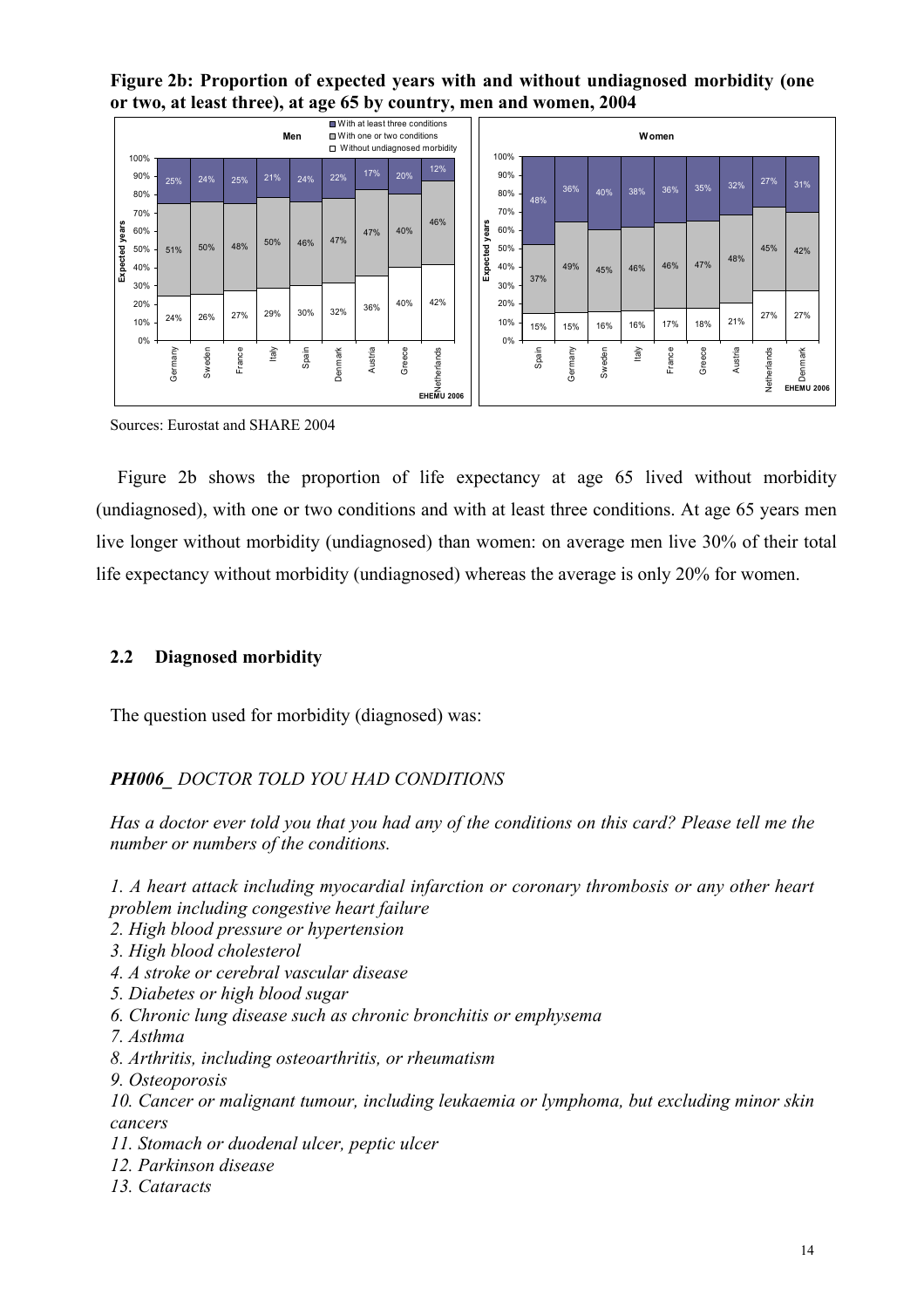**Figure 2b: Proportion of expected years with and without undiagnosed morbidity (one or two, at least three), at age 65 by country, men and women, 2004**

**Men**

| Country | Without undiagnosed morbidity | With one or two conditions | With at least three conditions |
|---|---|---|---|
| Germany | 24% | 51% | 25% |
| Sweden | 26% | 50% | 24% |
| France | 27% | 48% | 25% |
| Italy | 29% | 50% | 21% |
| Spain | 30% | 46% | 24% |
| Denmark | 32% | 47% | 22% |
| Austria | 36% | 47% | 17% |
| Greece | 40% | 40% | 20% |
| Netherlands | 42% | 46% | 12% |

**Women**

| Country | Without undiagnosed morbidity | With one or two conditions | With at least three conditions |
|---|---|---|---|
| Spain | 15% | 37% | 48% |
| Germany | 15% | 49% | 36% |
| Sweden | 16% | 45% | 40% |
| Italy | 16% | 46% | 38% |
| France | 17% | 46% | 36% |
| Greece | 18% | 47% | 35% |
| Austria | 21% | 48% | 32% |
| Netherlands | 27% | 45% | 27% |
| Denmark | 27% | 42% | 31% |

EHEMU 2006

Sources: Eurostat and SHARE 2004

Figure 2b shows the proportion of life expectancy at age 65 lived without morbidity (undiagnosed), with one or two conditions and with at least three conditions. At age 65 years men live longer without morbidity (undiagnosed) than women: on average men live 30% of their total life expectancy without morbidity (undiagnosed) whereas the average is only 20% for women.

## 2.2 Diagnosed morbidity

The question used for morbidity (diagnosed) was:

***PH006_ DOCTOR TOLD YOU HAD CONDITIONS***

*Has a doctor ever told you that you had any of the conditions on this card? Please tell me the number or numbers of the conditions.*

*1. A heart attack including myocardial infarction or coronary thrombosis or any other heart problem including congestive heart failure*
*2. High blood pressure or hypertension*
*3. High blood cholesterol*
*4. A stroke or cerebral vascular disease*
*5. Diabetes or high blood sugar*
*6. Chronic lung disease such as chronic bronchitis or emphysema*
*7. Asthma*
*8. Arthritis, including osteoarthritis, or rheumatism*
*9. Osteoporosis*
*10. Cancer or malignant tumour, including leukaemia or lymphoma, but excluding minor skin cancers*
*11. Stomach or duodenal ulcer, peptic ulcer*
*12. Parkinson disease*
*13. Cataracts*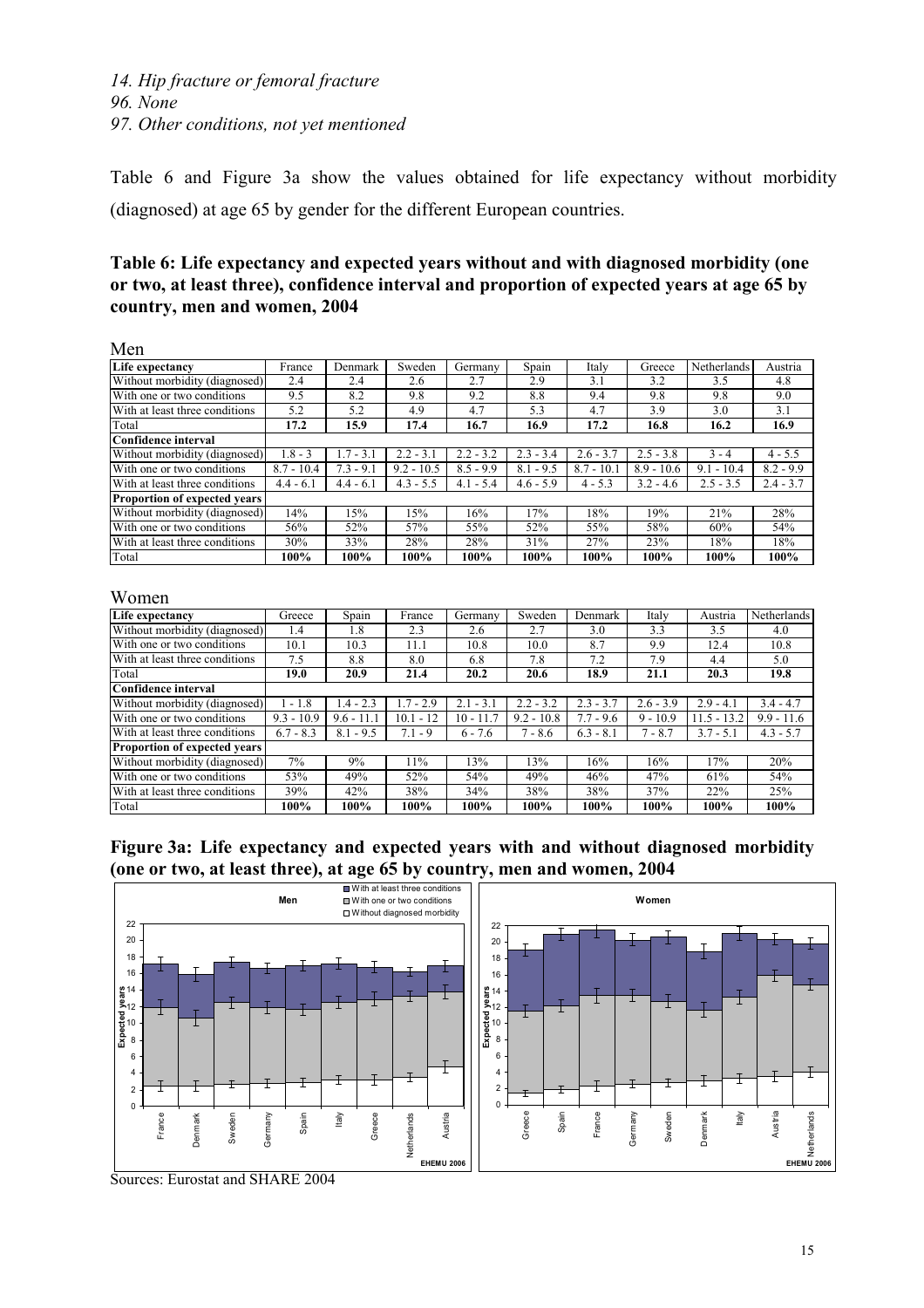*14. Hip fracture or femoral fracture*
*96. None*
*97. Other conditions, not yet mentioned*

Table 6 and Figure 3a show the values obtained for life expectancy without morbidity (diagnosed) at age 65 by gender for the different European countries.

**Table 6: Life expectancy and expected years without and with diagnosed morbidity (one or two, at least three), confidence interval and proportion of expected years at age 65 by country, men and women, 2004**

Men

| Life expectancy | France | Denmark | Sweden | Germany | Spain | Italy | Greece | Netherlands | Austria |
|---|---|---|---|---|---|---|---|---|---|
| Without morbidity (diagnosed) | 2.4 | 2.4 | 2.6 | 2.7 | 2.9 | 3.1 | 3.2 | 3.5 | 4.8 |
| With one or two conditions | 9.5 | 8.2 | 9.8 | 9.2 | 8.8 | 9.4 | 9.8 | 9.8 | 9.0 |
| With at least three conditions | 5.2 | 5.2 | 4.9 | 4.7 | 5.3 | 4.7 | 3.9 | 3.0 | 3.1 |
| Total | **17.2** | **15.9** | **17.4** | **16.7** | **16.9** | **17.2** | **16.8** | **16.2** | **16.9** |
| **Confidence interval** | | | | | | | | | |
| Without morbidity (diagnosed) | 1.8 - 3 | 1.7 - 3.1 | 2.2 - 3.1 | 2.2 - 3.2 | 2.3 - 3.4 | 2.6 - 3.7 | 2.5 - 3.8 | 3 - 4 | 4 - 5.5 |
| With one or two conditions | 8.7 - 10.4 | 7.3 - 9.1 | 9.2 - 10.5 | 8.5 - 9.9 | 8.1 - 9.5 | 8.7 - 10.1 | 8.9 - 10.6 | 9.1 - 10.4 | 8.2 - 9.9 |
| With at least three conditions | 4.4 - 6.1 | 4.4 - 6.1 | 4.3 - 5.5 | 4.1 - 5.4 | 4.6 - 5.9 | 4 - 5.3 | 3.2 - 4.6 | 2.5 - 3.5 | 2.4 - 3.7 |
| **Proportion of expected years** | | | | | | | | | |
| Without morbidity (diagnosed) | 14% | 15% | 15% | 16% | 17% | 18% | 19% | 21% | 28% |
| With one or two conditions | 56% | 52% | 57% | 55% | 52% | 55% | 58% | 60% | 54% |
| With at least three conditions | 30% | 33% | 28% | 28% | 31% | 27% | 23% | 18% | 18% |
| Total | **100%** | **100%** | **100%** | **100%** | **100%** | **100%** | **100%** | **100%** | **100%** |

Women

| Life expectancy | Greece | Spain | France | Germany | Sweden | Denmark | Italy | Austria | Netherlands |
|---|---|---|---|---|---|---|---|---|---|
| Without morbidity (diagnosed) | 1.4 | 1.8 | 2.3 | 2.6 | 2.7 | 3.0 | 3.3 | 3.5 | 4.0 |
| With one or two conditions | 10.1 | 10.3 | 11.1 | 10.8 | 10.0 | 8.7 | 9.9 | 12.4 | 10.8 |
| With at least three conditions | 7.5 | 8.8 | 8.0 | 6.8 | 7.8 | 7.2 | 7.9 | 4.4 | 5.0 |
| Total | **19.0** | **20.9** | **21.4** | **20.2** | **20.6** | **18.9** | **21.1** | **20.3** | **19.8** |
| **Confidence interval** | | | | | | | | | |
| Without morbidity (diagnosed) | 1 - 1.8 | 1.4 - 2.3 | 1.7 - 2.9 | 2.1 - 3.1 | 2.2 - 3.2 | 2.3 - 3.7 | 2.6 - 3.9 | 2.9 - 4.1 | 3.4 - 4.7 |
| With one or two conditions | 9.3 - 10.9 | 9.6 - 11.1 | 10.1 - 12 | 10 - 11.7 | 9.2 - 10.8 | 7.7 - 9.6 | 9 - 10.9 | 11.5 - 13.2 | 9.9 - 11.6 |
| With at least three conditions | 6.7 - 8.3 | 8.1 - 9.5 | 7.1 - 9 | 6 - 7.6 | 7 - 8.6 | 6.3 - 8.1 | 7 - 8.7 | 3.7 - 5.1 | 4.3 - 5.7 |
| **Proportion of expected years** | | | | | | | | | |
| Without morbidity (diagnosed) | 7% | 9% | 11% | 13% | 13% | 16% | 16% | 17% | 20% |
| With one or two conditions | 53% | 49% | 52% | 54% | 49% | 46% | 47% | 61% | 54% |
| With at least three conditions | 39% | 42% | 38% | 34% | 38% | 38% | 37% | 22% | 25% |
| Total | **100%** | **100%** | **100%** | **100%** | **100%** | **100%** | **100%** | **100%** | **100%** |

**Figure 3a: Life expectancy and expected years with and without diagnosed morbidity (one or two, at least three), at age 65 by country, men and women, 2004**

Sources: Eurostat and SHARE 2004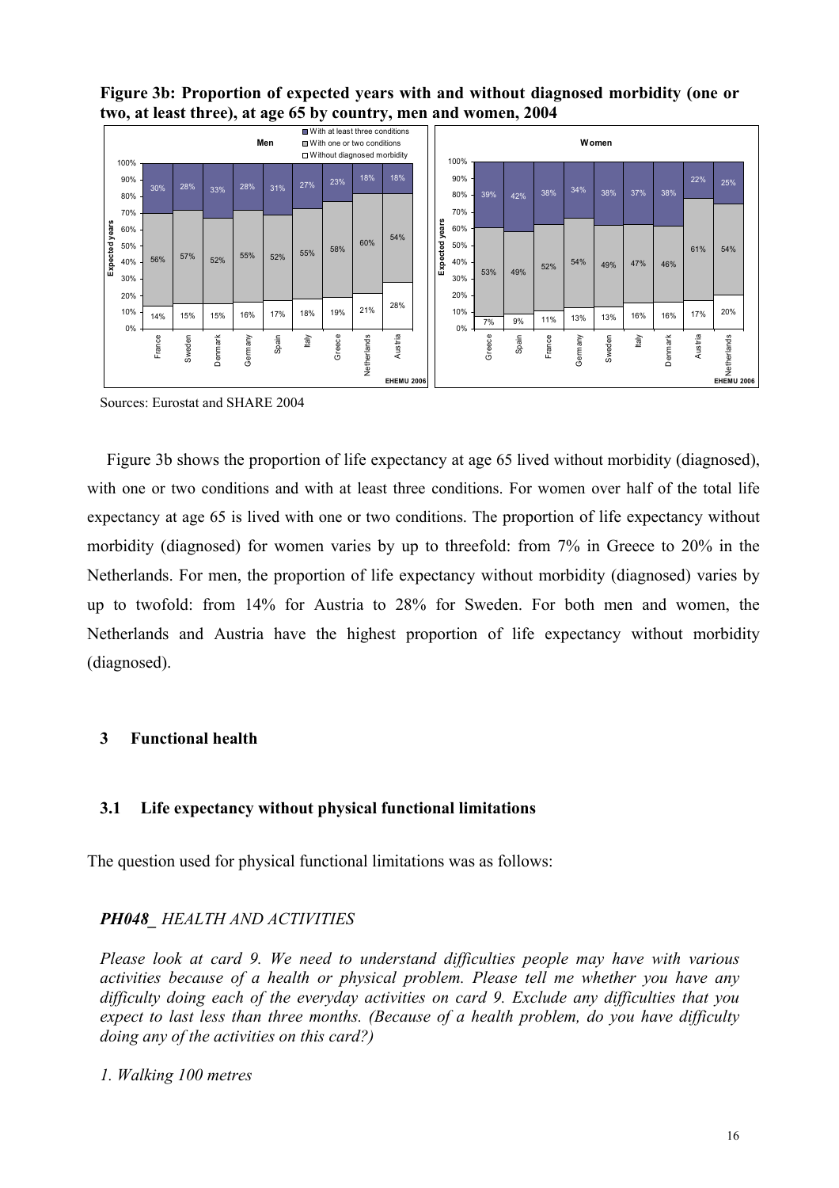**Figure 3b: Proportion of expected years with and without diagnosed morbidity (one or two, at least three), at age 65 by country, men and women, 2004**

**Men**

| Country | Without diagnosed morbidity | With one or two conditions | With at least three conditions |
|---|---|---|---|
| France | 14% | 56% | 30% |
| Sweden | 15% | 57% | 28% |
| Denmark | 15% | 52% | 33% |
| Germany | 16% | 55% | 28% |
| Spain | 17% | 52% | 31% |
| Italy | 18% | 55% | 27% |
| Greece | 19% | 58% | 23% |
| Netherlands | 21% | 60% | 18% |
| Austria | 28% | 54% | 18% |

**Women**

| Country | Without diagnosed morbidity | With one or two conditions | With at least three conditions |
|---|---|---|---|
| Greece | 7% | 53% | 39% |
| Spain | 9% | 49% | 42% |
| France | 11% | 52% | 38% |
| Germany | 13% | 54% | 34% |
| Sweden | 13% | 49% | 38% |
| Italy | 16% | 47% | 37% |
| Denmark | 16% | 46% | 38% |
| Austria | 17% | 61% | 22% |
| Netherlands | 20% | 54% | 25% |

EHEMU 2006

Sources: Eurostat and SHARE 2004

Figure 3b shows the proportion of life expectancy at age 65 lived without morbidity (diagnosed), with one or two conditions and with at least three conditions. For women over half of the total life expectancy at age 65 is lived with one or two conditions. The proportion of life expectancy without morbidity (diagnosed) for women varies by up to threefold: from 7% in Greece to 20% in the Netherlands. For men, the proportion of life expectancy without morbidity (diagnosed) varies by up to twofold: from 14% for Austria to 28% for Sweden. For both men and women, the Netherlands and Austria have the highest proportion of life expectancy without morbidity (diagnosed).

## 3 Functional health

### 3.1 Life expectancy without physical functional limitations

The question used for physical functional limitations was as follows:

***PH048_** HEALTH AND ACTIVITIES*

*Please look at card 9. We need to understand difficulties people may have with various activities because of a health or physical problem. Please tell me whether you have any difficulty doing each of the everyday activities on card 9. Exclude any difficulties that you expect to last less than three months. (Because of a health problem, do you have difficulty doing any of the activities on this card?)*

*1. Walking 100 metres*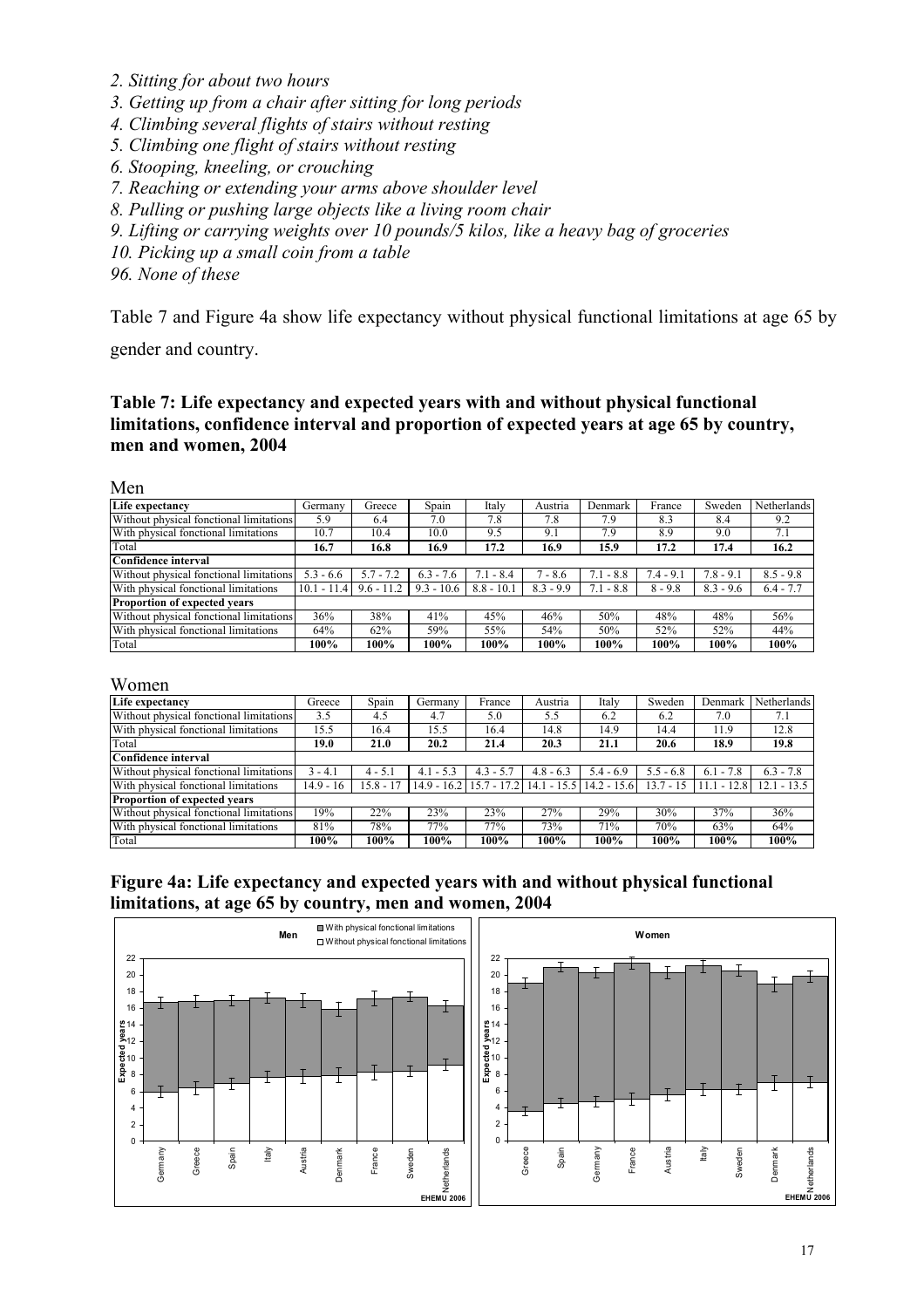*2. Sitting for about two hours*

*3. Getting up from a chair after sitting for long periods*

*4. Climbing several flights of stairs without resting*

*5. Climbing one flight of stairs without resting*

*6. Stooping, kneeling, or crouching*

*7. Reaching or extending your arms above shoulder level*

*8. Pulling or pushing large objects like a living room chair*

*9. Lifting or carrying weights over 10 pounds/5 kilos, like a heavy bag of groceries*

*10. Picking up a small coin from a table*

*96. None of these*

Table 7 and Figure 4a show life expectancy without physical functional limitations at age 65 by gender and country.

### Table 7: Life expectancy and expected years with and without physical functional limitations, confidence interval and proportion of expected years at age 65 by country, men and women, 2004

Men

| Life expectancy | Germany | Greece | Spain | Italy | Austria | Denmark | France | Sweden | Netherlands |
|---|---|---|---|---|---|---|---|---|---|
| Without physical fonctional limitations | 5.9 | 6.4 | 7.0 | 7.8 | 7.8 | 7.9 | 8.3 | 8.4 | 9.2 |
| With physical fonctional limitations | 10.7 | 10.4 | 10.0 | 9.5 | 9.1 | 7.9 | 8.9 | 9.0 | 7.1 |
| Total | **16.7** | **16.8** | **16.9** | **17.2** | **16.9** | **15.9** | **17.2** | **17.4** | **16.2** |
| **Confidence interval** | | | | | | | | | |
| Without physical fonctional limitations | 5.3 - 6.6 | 5.7 - 7.2 | 6.3 - 7.6 | 7.1 - 8.4 | 7 - 8.6 | 7.1 - 8.8 | 7.4 - 9.1 | 7.8 - 9.1 | 8.5 - 9.8 |
| With physical fonctional limitations | 10.1 - 11.4 | 9.6 - 11.2 | 9.3 - 10.6 | 8.8 - 10.1 | 8.3 - 9.9 | 7.1 - 8.8 | 8 - 9.8 | 8.3 - 9.6 | 6.4 - 7.7 |
| **Proportion of expected years** | | | | | | | | | |
| Without physical fonctional limitations | 36% | 38% | 41% | 45% | 46% | 50% | 48% | 48% | 56% |
| With physical fonctional limitations | 64% | 62% | 59% | 55% | 54% | 50% | 52% | 52% | 44% |
| Total | **100%** | **100%** | **100%** | **100%** | **100%** | **100%** | **100%** | **100%** | **100%** |

Women

| Life expectancy | Greece | Spain | Germany | France | Austria | Italy | Sweden | Denmark | Netherlands |
|---|---|---|---|---|---|---|---|---|---|
| Without physical fonctional limitations | 3.5 | 4.5 | 4.7 | 5.0 | 5.5 | 6.2 | 6.2 | 7.0 | 7.1 |
| With physical fonctional limitations | 15.5 | 16.4 | 15.5 | 16.4 | 14.8 | 14.9 | 14.4 | 11.9 | 12.8 |
| Total | **19.0** | **21.0** | **20.2** | **21.4** | **20.3** | **21.1** | **20.6** | **18.9** | **19.8** |
| **Confidence interval** | | | | | | | | | |
| Without physical fonctional limitations | 3 - 4.1 | 4 - 5.1 | 4.1 - 5.3 | 4.3 - 5.7 | 4.8 - 6.3 | 5.4 - 6.9 | 5.5 - 6.8 | 6.1 - 7.8 | 6.3 - 7.8 |
| With physical fonctional limitations | 14.9 - 16 | 15.8 - 17 | 14.9 - 16.2 | 15.7 - 17.2 | 14.1 - 15.5 | 14.2 - 15.6 | 13.7 - 15 | 11.1 - 12.8 | 12.1 - 13.5 |
| **Proportion of expected years** | | | | | | | | | |
| Without physical fonctional limitations | 19% | 22% | 23% | 23% | 27% | 29% | 30% | 37% | 36% |
| With physical fonctional limitations | 81% | 78% | 77% | 77% | 73% | 71% | 70% | 63% | 64% |
| Total | **100%** | **100%** | **100%** | **100%** | **100%** | **100%** | **100%** | **100%** | **100%** |

### Figure 4a: Life expectancy and expected years with and without physical functional limitations, at age 65 by country, men and women, 2004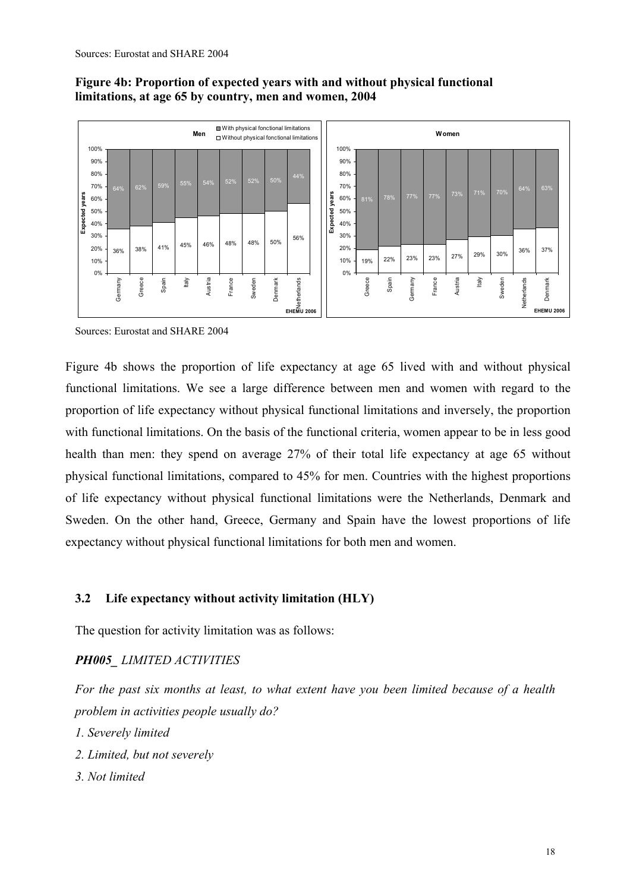Sources: Eurostat and SHARE 2004

**Figure 4b: Proportion of expected years with and without physical functional limitations, at age 65 by country, men and women, 2004**

**Men**

| Country | With physical fonctional limitations | Without physical fonctional limitations |
|---|---|---|
| Germany | 64% | 36% |
| Greece | 62% | 38% |
| Spain | 59% | 41% |
| Italy | 55% | 45% |
| Austria | 54% | 46% |
| France | 52% | 48% |
| Sweden | 52% | 48% |
| Denmark | 50% | 50% |
| Netherlands | 44% | 56% |

**Women**

| Country | With physical fonctional limitations | Without physical fonctional limitations |
|---|---|---|
| Greece | 81% | 19% |
| Spain | 78% | 22% |
| Germany | 77% | 23% |
| France | 77% | 23% |
| Austria | 73% | 27% |
| Italy | 71% | 29% |
| Sweden | 70% | 30% |
| Netherlands | 64% | 36% |
| Denmark | 63% | 37% |

EHEMU 2006

Sources: Eurostat and SHARE 2004

Figure 4b shows the proportion of life expectancy at age 65 lived with and without physical functional limitations. We see a large difference between men and women with regard to the proportion of life expectancy without physical functional limitations and inversely, the proportion with functional limitations. On the basis of the functional criteria, women appear to be in less good health than men: they spend on average 27% of their total life expectancy at age 65 without physical functional limitations, compared to 45% for men. Countries with the highest proportions of life expectancy without physical functional limitations were the Netherlands, Denmark and Sweden. On the other hand, Greece, Germany and Spain have the lowest proportions of life expectancy without physical functional limitations for both men and women.

### 3.2 Life expectancy without activity limitation (HLY)

The question for activity limitation was as follows:

***PH005_*** *LIMITED ACTIVITIES*

*For the past six months at least, to what extent have you been limited because of a health problem in activities people usually do?*

*1. Severely limited*

*2. Limited, but not severely*

*3. Not limited*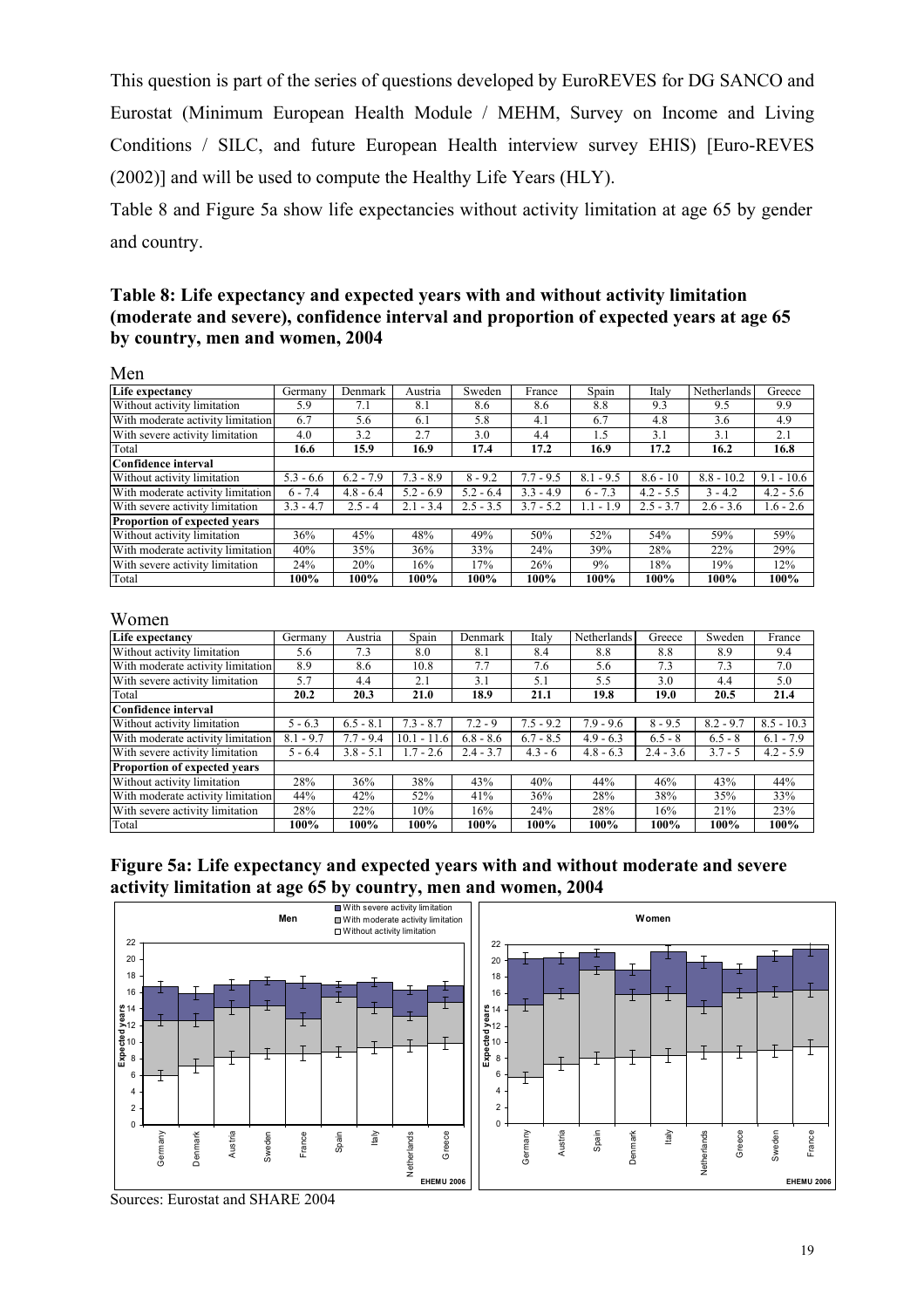This question is part of the series of questions developed by EuroREVES for DG SANCO and Eurostat (Minimum European Health Module / MEHM, Survey on Income and Living Conditions / SILC, and future European Health interview survey EHIS) [Euro-REVES (2002)] and will be used to compute the Healthy Life Years (HLY).

Table 8 and Figure 5a show life expectancies without activity limitation at age 65 by gender and country.

### Table 8: Life expectancy and expected years with and without activity limitation (moderate and severe), confidence interval and proportion of expected years at age 65 by country, men and women, 2004

Men

| Life expectancy | Germany | Denmark | Austria | Sweden | France | Spain | Italy | Netherlands | Greece |
|---|---|---|---|---|---|---|---|---|---|
| Without activity limitation | 5.9 | 7.1 | 8.1 | 8.6 | 8.6 | 8.8 | 9.3 | 9.5 | 9.9 |
| With moderate activity limitation | 6.7 | 5.6 | 6.1 | 5.8 | 4.1 | 6.7 | 4.8 | 3.6 | 4.9 |
| With severe activity limitation | 4.0 | 3.2 | 2.7 | 3.0 | 4.4 | 1.5 | 3.1 | 3.1 | 2.1 |
| Total | **16.6** | **15.9** | **16.9** | **17.4** | **17.2** | **16.9** | **17.2** | **16.2** | **16.8** |
| **Confidence interval** | | | | | | | | | |
| Without activity limitation | 5.3 - 6.6 | 6.2 - 7.9 | 7.3 - 8.9 | 8 - 9.2 | 7.7 - 9.5 | 8.1 - 9.5 | 8.6 - 10 | 8.8 - 10.2 | 9.1 - 10.6 |
| With moderate activity limitation | 6 - 7.4 | 4.8 - 6.4 | 5.2 - 6.9 | 5.2 - 6.4 | 3.3 - 4.9 | 6 - 7.3 | 4.2 - 5.5 | 3 - 4.2 | 4.2 - 5.6 |
| With severe activity limitation | 3.3 - 4.7 | 2.5 - 4 | 2.1 - 3.4 | 2.5 - 3.5 | 3.7 - 5.2 | 1.1 - 1.9 | 2.5 - 3.7 | 2.6 - 3.6 | 1.6 - 2.6 |
| **Proportion of expected years** | | | | | | | | | |
| Without activity limitation | 36% | 45% | 48% | 49% | 50% | 52% | 54% | 59% | 59% |
| With moderate activity limitation | 40% | 35% | 36% | 33% | 24% | 39% | 28% | 22% | 29% |
| With severe activity limitation | 24% | 20% | 16% | 17% | 26% | 9% | 18% | 19% | 12% |
| Total | **100%** | **100%** | **100%** | **100%** | **100%** | **100%** | **100%** | **100%** | **100%** |

Women

| Life expectancy | Germany | Austria | Spain | Denmark | Italy | Netherlands | Greece | Sweden | France |
|---|---|---|---|---|---|---|---|---|---|
| Without activity limitation | 5.6 | 7.3 | 8.0 | 8.1 | 8.4 | 8.8 | 8.8 | 8.9 | 9.4 |
| With moderate activity limitation | 8.9 | 8.6 | 10.8 | 7.7 | 7.6 | 5.6 | 7.3 | 7.3 | 7.0 |
| With severe activity limitation | 5.7 | 4.4 | 2.1 | 3.1 | 5.1 | 5.5 | 3.0 | 4.4 | 5.0 |
| Total | **20.2** | **20.3** | **21.0** | **18.9** | **21.1** | **19.8** | **19.0** | **20.5** | **21.4** |
| **Confidence interval** | | | | | | | | | |
| Without activity limitation | 5 - 6.3 | 6.5 - 8.1 | 7.3 - 8.7 | 7.2 - 9 | 7.5 - 9.2 | 7.9 - 9.6 | 8 - 9.5 | 8.2 - 9.7 | 8.5 - 10.3 |
| With moderate activity limitation | 8.1 - 9.7 | 7.7 - 9.4 | 10.1 - 11.6 | 6.8 - 8.6 | 6.7 - 8.5 | 4.9 - 6.3 | 6.5 - 8 | 6.5 - 8 | 6.1 - 7.9 |
| With severe activity limitation | 5 - 6.4 | 3.8 - 5.1 | 1.7 - 2.6 | 2.4 - 3.7 | 4.3 - 6 | 4.8 - 6.3 | 2.4 - 3.6 | 3.7 - 5 | 4.2 - 5.9 |
| **Proportion of expected years** | | | | | | | | | |
| Without activity limitation | 28% | 36% | 38% | 43% | 40% | 44% | 46% | 43% | 44% |
| With moderate activity limitation | 44% | 42% | 52% | 41% | 36% | 28% | 38% | 35% | 33% |
| With severe activity limitation | 28% | 22% | 10% | 16% | 24% | 28% | 16% | 21% | 23% |
| Total | **100%** | **100%** | **100%** | **100%** | **100%** | **100%** | **100%** | **100%** | **100%** |

### Figure 5a: Life expectancy and expected years with and without moderate and severe activity limitation at age 65 by country, men and women, 2004

Sources: Eurostat and SHARE 2004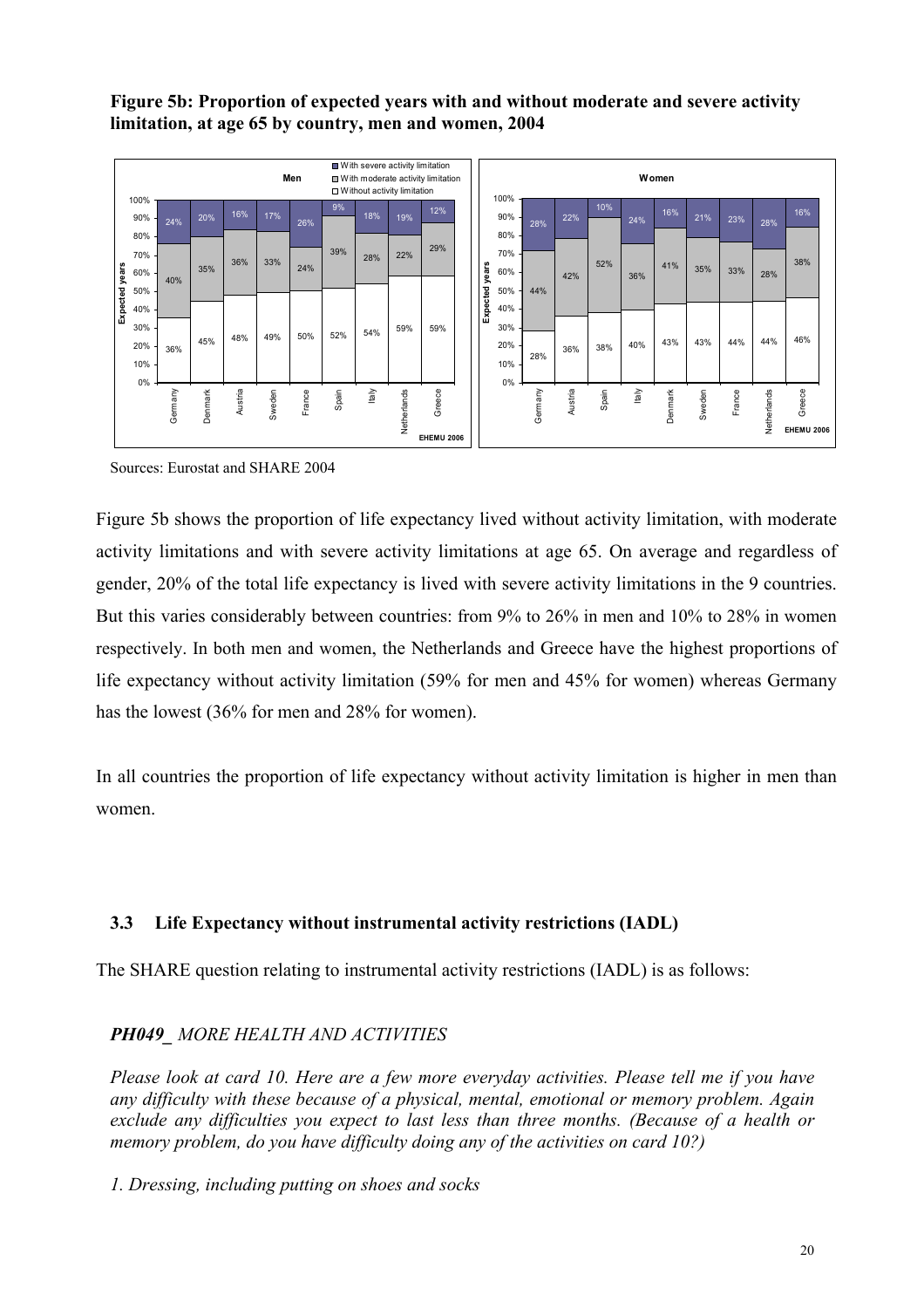**Figure 5b: Proportion of expected years with and without moderate and severe activity limitation, at age 65 by country, men and women, 2004**

Sources: Eurostat and SHARE 2004

Figure 5b shows the proportion of life expectancy lived without activity limitation, with moderate activity limitations and with severe activity limitations at age 65. On average and regardless of gender, 20% of the total life expectancy is lived with severe activity limitations in the 9 countries. But this varies considerably between countries: from 9% to 26% in men and 10% to 28% in women respectively. In both men and women, the Netherlands and Greece have the highest proportions of life expectancy without activity limitation (59% for men and 45% for women) whereas Germany has the lowest (36% for men and 28% for women).

In all countries the proportion of life expectancy without activity limitation is higher in men than women.

### 3.3 Life Expectancy without instrumental activity restrictions (IADL)

The SHARE question relating to instrumental activity restrictions (IADL) is as follows:

***PH049_*** *MORE HEALTH AND ACTIVITIES*

*Please look at card 10. Here are a few more everyday activities. Please tell me if you have any difficulty with these because of a physical, mental, emotional or memory problem. Again exclude any difficulties you expect to last less than three months. (Because of a health or memory problem, do you have difficulty doing any of the activities on card 10?)*

*1. Dressing, including putting on shoes and socks*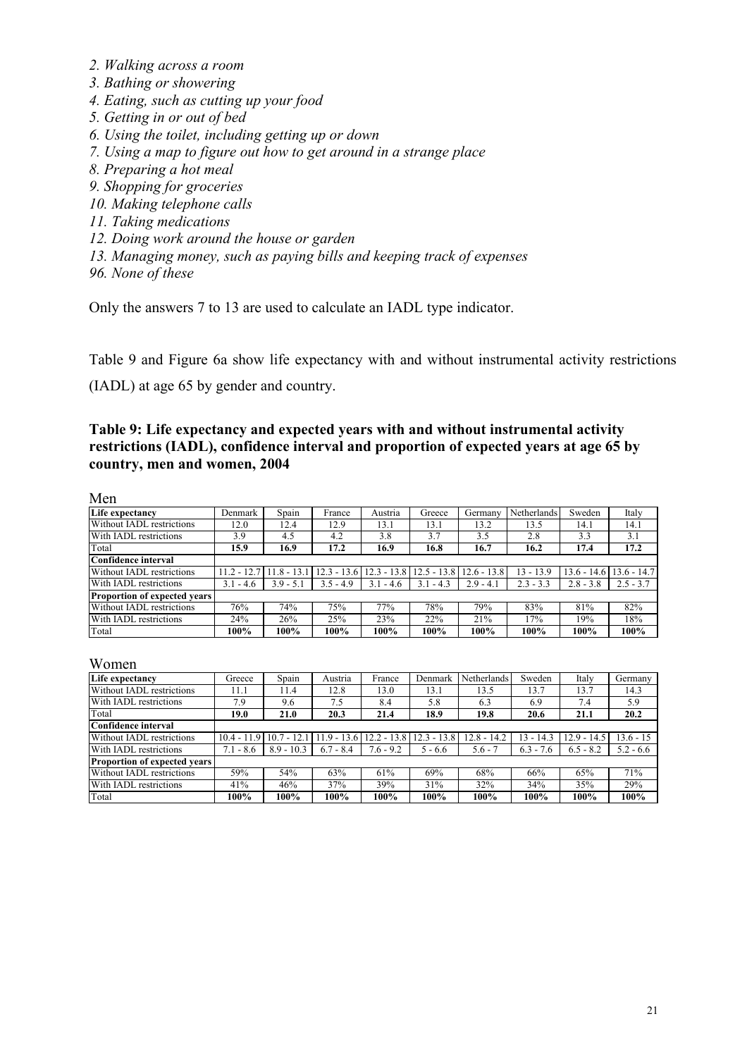*2. Walking across a room*
*3. Bathing or showering*
*4. Eating, such as cutting up your food*
*5. Getting in or out of bed*
*6. Using the toilet, including getting up or down*
*7. Using a map to figure out how to get around in a strange place*
*8. Preparing a hot meal*
*9. Shopping for groceries*
*10. Making telephone calls*
*11. Taking medications*
*12. Doing work around the house or garden*
*13. Managing money, such as paying bills and keeping track of expenses*
*96. None of these*

Only the answers 7 to 13 are used to calculate an IADL type indicator.

Table 9 and Figure 6a show life expectancy with and without instrumental activity restrictions (IADL) at age 65 by gender and country.

**Table 9: Life expectancy and expected years with and without instrumental activity restrictions (IADL), confidence interval and proportion of expected years at age 65 by country, men and women, 2004**

Men

| Life expectancy | Denmark | Spain | France | Austria | Greece | Germany | Netherlands | Sweden | Italy |
|---|---|---|---|---|---|---|---|---|---|
| Without IADL restrictions | 12.0 | 12.4 | 12.9 | 13.1 | 13.1 | 13.2 | 13.5 | 14.1 | 14.1 |
| With IADL restrictions | 3.9 | 4.5 | 4.2 | 3.8 | 3.7 | 3.5 | 2.8 | 3.3 | 3.1 |
| Total | **15.9** | **16.9** | **17.2** | **16.9** | **16.8** | **16.7** | **16.2** | **17.4** | **17.2** |
| **Confidence interval** | | | | | | | | | |
| Without IADL restrictions | 11.2 - 12.7 | 11.8 - 13.1 | 12.3 - 13.6 | 12.3 - 13.8 | 12.5 - 13.8 | 12.6 - 13.8 | 13 - 13.9 | 13.6 - 14.6 | 13.6 - 14.7 |
| With IADL restrictions | 3.1 - 4.6 | 3.9 - 5.1 | 3.5 - 4.9 | 3.1 - 4.6 | 3.1 - 4.3 | 2.9 - 4.1 | 2.3 - 3.3 | 2.8 - 3.8 | 2.5 - 3.7 |
| **Proportion of expected years** | | | | | | | | | |
| Without IADL restrictions | 76% | 74% | 75% | 77% | 78% | 79% | 83% | 81% | 82% |
| With IADL restrictions | 24% | 26% | 25% | 23% | 22% | 21% | 17% | 19% | 18% |
| Total | **100%** | **100%** | **100%** | **100%** | **100%** | **100%** | **100%** | **100%** | **100%** |

Women

| Life expectancy | Greece | Spain | Austria | France | Denmark | Netherlands | Sweden | Italy | Germany |
|---|---|---|---|---|---|---|---|---|---|
| Without IADL restrictions | 11.1 | 11.4 | 12.8 | 13.0 | 13.1 | 13.5 | 13.7 | 13.7 | 14.3 |
| With IADL restrictions | 7.9 | 9.6 | 7.5 | 8.4 | 5.8 | 6.3 | 6.9 | 7.4 | 5.9 |
| Total | **19.0** | **21.0** | **20.3** | **21.4** | **18.9** | **19.8** | **20.6** | **21.1** | **20.2** |
| **Confidence interval** | | | | | | | | | |
| Without IADL restrictions | 10.4 - 11.9 | 10.7 - 12.1 | 11.9 - 13.6 | 12.2 - 13.8 | 12.3 - 13.8 | 12.8 - 14.2 | 13 - 14.3 | 12.9 - 14.5 | 13.6 - 15 |
| With IADL restrictions | 7.1 - 8.6 | 8.9 - 10.3 | 6.7 - 8.4 | 7.6 - 9.2 | 5 - 6.6 | 5.6 - 7 | 6.3 - 7.6 | 6.5 - 8.2 | 5.2 - 6.6 |
| **Proportion of expected years** | | | | | | | | | |
| Without IADL restrictions | 59% | 54% | 63% | 61% | 69% | 68% | 66% | 65% | 71% |
| With IADL restrictions | 41% | 46% | 37% | 39% | 31% | 32% | 34% | 35% | 29% |
| Total | **100%** | **100%** | **100%** | **100%** | **100%** | **100%** | **100%** | **100%** | **100%** |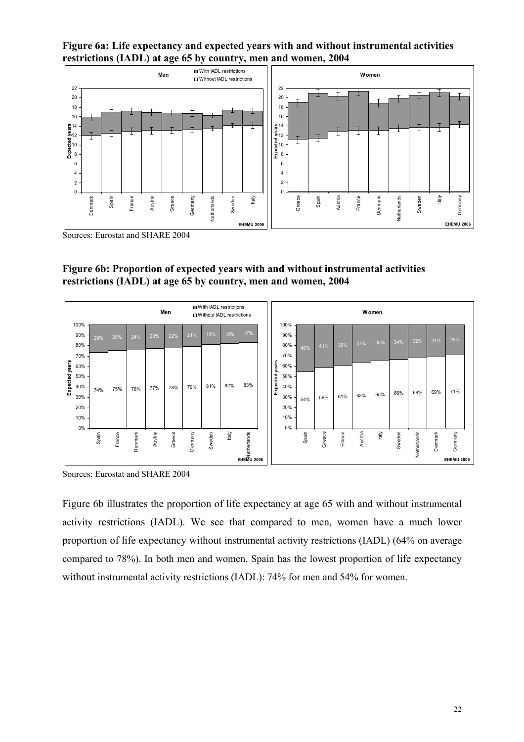**Figure 6a: Life expectancy and expected years with and without instrumental activities restrictions (IADL) at age 65 by country, men and women, 2004**

Sources: Eurostat and SHARE 2004

**Figure 6b: Proportion of expected years with and without instrumental activities restrictions (IADL) at age 65 by country, men and women, 2004**

Sources: Eurostat and SHARE 2004

Figure 6b illustrates the proportion of life expectancy at age 65 with and without instrumental activity restrictions (IADL). We see that compared to men, women have a much lower proportion of life expectancy without instrumental activity restrictions (IADL) (64% on average compared to 78%). In both men and women, Spain has the lowest proportion of life expectancy without instrumental activity restrictions (IADL): 74% for men and 54% for women.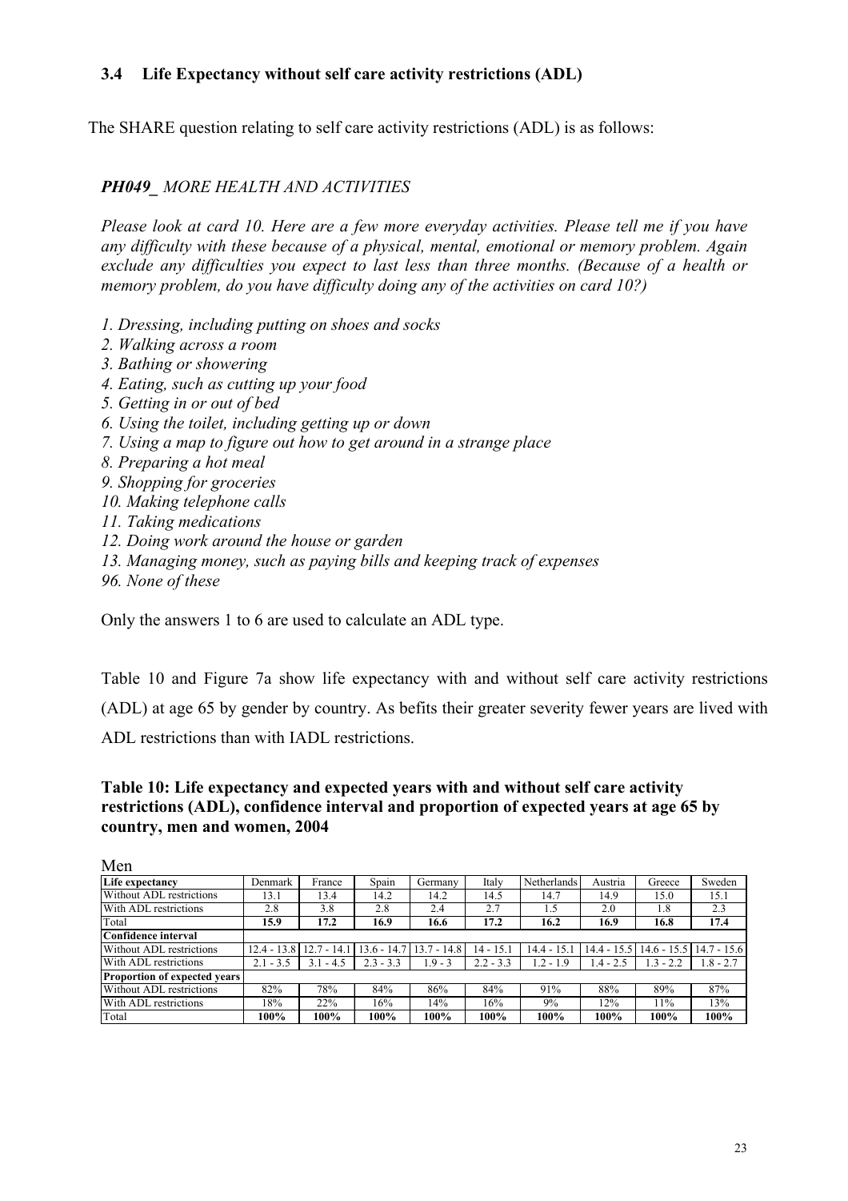### 3.4 Life Expectancy without self care activity restrictions (ADL)

The SHARE question relating to self care activity restrictions (ADL) is as follows:

***PH049_** MORE HEALTH AND ACTIVITIES*

*Please look at card 10. Here are a few more everyday activities. Please tell me if you have any difficulty with these because of a physical, mental, emotional or memory problem. Again exclude any difficulties you expect to last less than three months. (Because of a health or memory problem, do you have difficulty doing any of the activities on card 10?)*

*1. Dressing, including putting on shoes and socks*
*2. Walking across a room*
*3. Bathing or showering*
*4. Eating, such as cutting up your food*
*5. Getting in or out of bed*
*6. Using the toilet, including getting up or down*
*7. Using a map to figure out how to get around in a strange place*
*8. Preparing a hot meal*
*9. Shopping for groceries*
*10. Making telephone calls*
*11. Taking medications*
*12. Doing work around the house or garden*
*13. Managing money, such as paying bills and keeping track of expenses*
*96. None of these*

Only the answers 1 to 6 are used to calculate an ADL type.

Table 10 and Figure 7a show life expectancy with and without self care activity restrictions (ADL) at age 65 by gender by country. As befits their greater severity fewer years are lived with ADL restrictions than with IADL restrictions.

**Table 10: Life expectancy and expected years with and without self care activity restrictions (ADL), confidence interval and proportion of expected years at age 65 by country, men and women, 2004**

Men

| **Life expectancy** | Denmark | France | Spain | Germany | Italy | Netherlands | Austria | Greece | Sweden |
|---|---|---|---|---|---|---|---|---|---|
| Without ADL restrictions | 13.1 | 13.4 | 14.2 | 14.2 | 14.5 | 14.7 | 14.9 | 15.0 | 15.1 |
| With ADL restrictions | 2.8 | 3.8 | 2.8 | 2.4 | 2.7 | 1.5 | 2.0 | 1.8 | 2.3 |
| Total | **15.9** | **17.2** | **16.9** | **16.6** | **17.2** | **16.2** | **16.9** | **16.8** | **17.4** |
| **Confidence interval** | | | | | | | | | |
| Without ADL restrictions | 12.4 - 13.8 | 12.7 - 14.1 | 13.6 - 14.7 | 13.7 - 14.8 | 14 - 15.1 | 14.4 - 15.1 | 14.4 - 15.5 | 14.6 - 15.5 | 14.7 - 15.6 |
| With ADL restrictions | 2.1 - 3.5 | 3.1 - 4.5 | 2.3 - 3.3 | 1.9 - 3 | 2.2 - 3.3 | 1.2 - 1.9 | 1.4 - 2.5 | 1.3 - 2.2 | 1.8 - 2.7 |
| **Proportion of expected years** | | | | | | | | | |
| Without ADL restrictions | 82% | 78% | 84% | 86% | 84% | 91% | 88% | 89% | 87% |
| With ADL restrictions | 18% | 22% | 16% | 14% | 16% | 9% | 12% | 11% | 13% |
| Total | **100%** | **100%** | **100%** | **100%** | **100%** | **100%** | **100%** | **100%** | **100%** |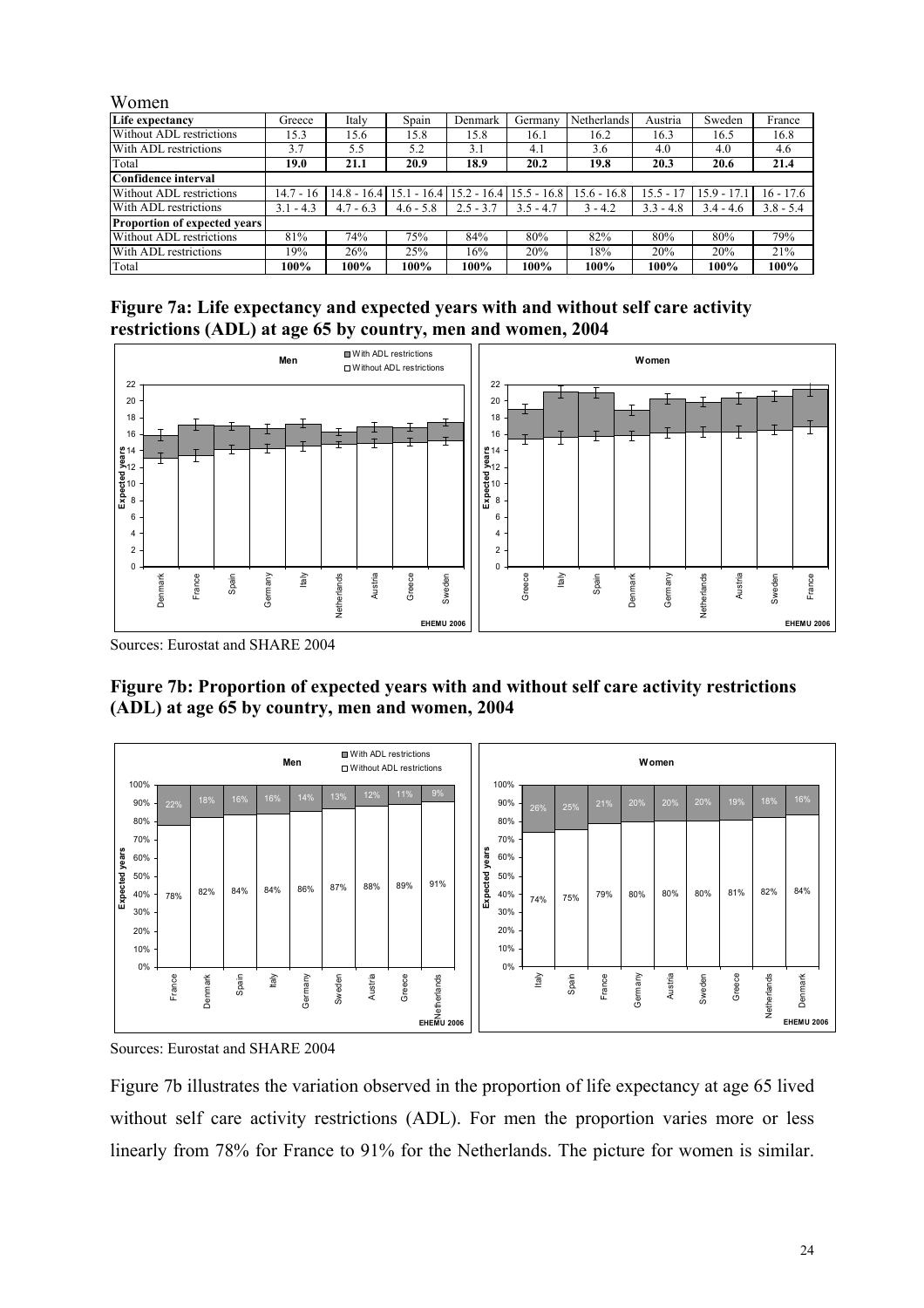Women

| Life expectancy | Greece | Italy | Spain | Denmark | Germany | Netherlands | Austria | Sweden | France |
|---|---|---|---|---|---|---|---|---|---|
| Without ADL restrictions | 15.3 | 15.6 | 15.8 | 15.8 | 16.1 | 16.2 | 16.3 | 16.5 | 16.8 |
| With ADL restrictions | 3.7 | 5.5 | 5.2 | 3.1 | 4.1 | 3.6 | 4.0 | 4.0 | 4.6 |
| **Total** | **19.0** | **21.1** | **20.9** | **18.9** | **20.2** | **19.8** | **20.3** | **20.6** | **21.4** |
| **Confidence interval** | | | | | | | | | |
| Without ADL restrictions | 14.7 - 16 | 14.8 - 16.4 | 15.1 - 16.4 | 15.2 - 16.4 | 15.5 - 16.8 | 15.6 - 16.8 | 15.5 - 17 | 15.9 - 17.1 | 16 - 17.6 |
| With ADL restrictions | 3.1 - 4.3 | 4.7 - 6.3 | 4.6 - 5.8 | 2.5 - 3.7 | 3.5 - 4.7 | 3 - 4.2 | 3.3 - 4.8 | 3.4 - 4.6 | 3.8 - 5.4 |
| **Proportion of expected years** | | | | | | | | | |
| Without ADL restrictions | 81% | 74% | 75% | 84% | 80% | 82% | 80% | 80% | 79% |
| With ADL restrictions | 19% | 26% | 25% | 16% | 20% | 18% | 20% | 20% | 21% |
| Total | **100%** | **100%** | **100%** | **100%** | **100%** | **100%** | **100%** | **100%** | **100%** |

**Figure 7a: Life expectancy and expected years with and without self care activity restrictions (ADL) at age 65 by country, men and women, 2004**

Sources: Eurostat and SHARE 2004

**Figure 7b: Proportion of expected years with and without self care activity restrictions (ADL) at age 65 by country, men and women, 2004**

Sources: Eurostat and SHARE 2004

Figure 7b illustrates the variation observed in the proportion of life expectancy at age 65 lived without self care activity restrictions (ADL). For men the proportion varies more or less linearly from 78% for France to 91% for the Netherlands. The picture for women is similar.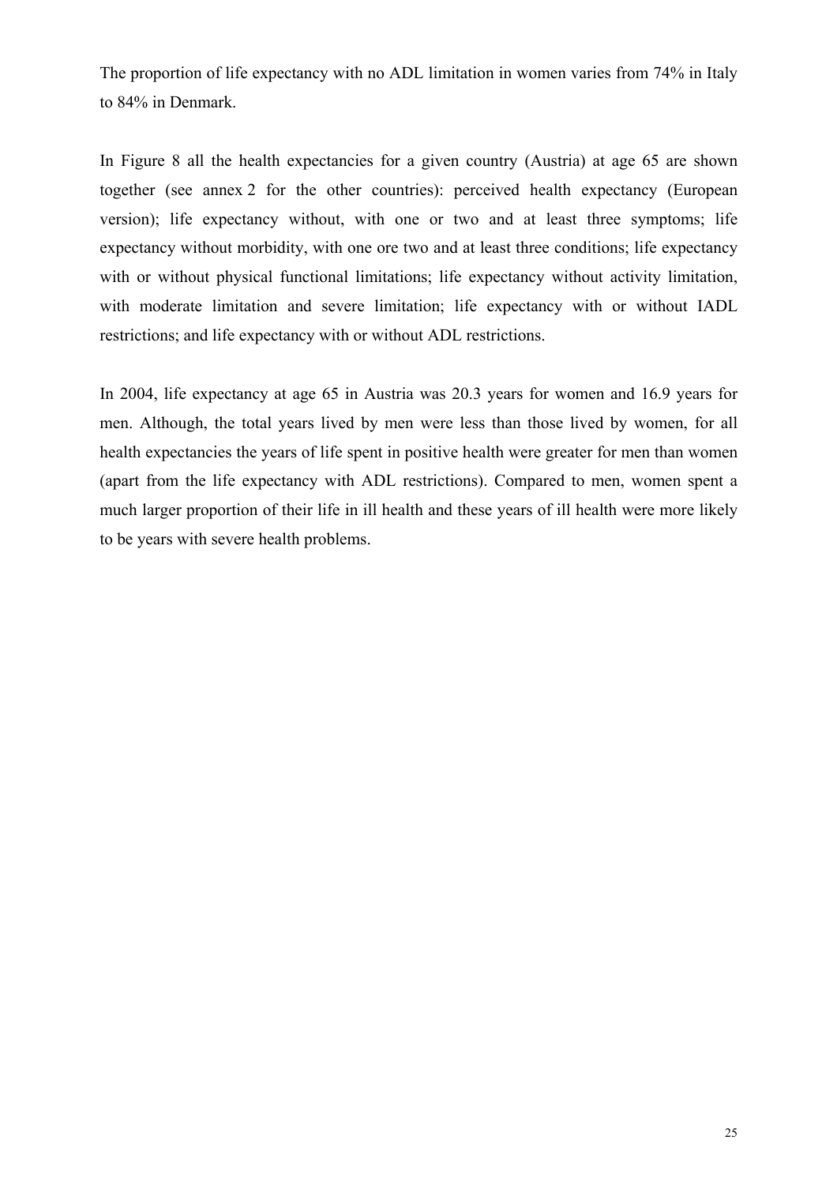The proportion of life expectancy with no ADL limitation in women varies from 74% in Italy to 84% in Denmark.

In Figure 8 all the health expectancies for a given country (Austria) at age 65 are shown together (see annex 2 for the other countries): perceived health expectancy (European version); life expectancy without, with one or two and at least three symptoms; life expectancy without morbidity, with one ore two and at least three conditions; life expectancy with or without physical functional limitations; life expectancy without activity limitation, with moderate limitation and severe limitation; life expectancy with or without IADL restrictions; and life expectancy with or without ADL restrictions.

In 2004, life expectancy at age 65 in Austria was 20.3 years for women and 16.9 years for men. Although, the total years lived by men were less than those lived by women, for all health expectancies the years of life spent in positive health were greater for men than women (apart from the life expectancy with ADL restrictions). Compared to men, women spent a much larger proportion of their life in ill health and these years of ill health were more likely to be years with severe health problems.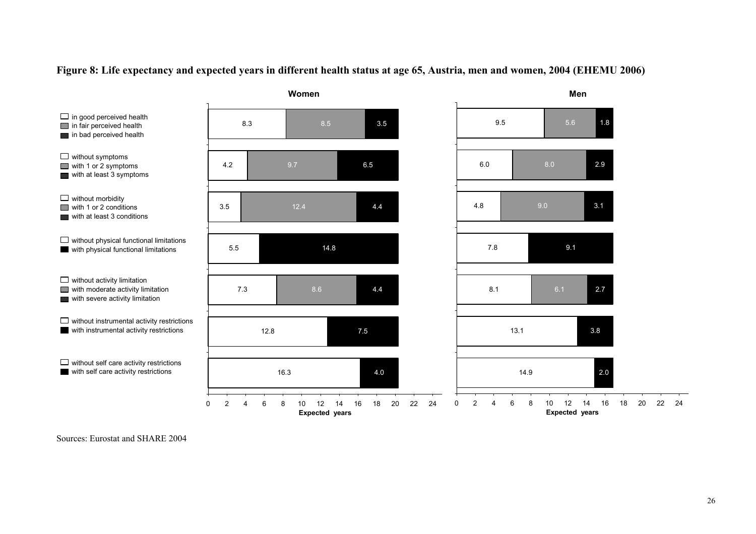**Figure 8: Life expectancy and expected years in different health status at age 65, Austria, men and women, 2004 (EHEMU 2006)**

| Health indicator | Women | | | Men | | |
|---|---|---|---|---|---|---|
| in good / fair / bad perceived health | 8.3 | 8.5 | 3.5 | 9.5 | 5.6 | 1.8 |
| without symptoms / with 1 or 2 symptoms / with at least 3 symptoms | 4.2 | 9.7 | 6.5 | 6.0 | 8.0 | 2.9 |
| without morbidity / with 1 or 2 conditions / with at least 3 conditions | 3.5 | 12.4 | 4.4 | 4.8 | 9.0 | 3.1 |
| without / with physical functional limitations | 5.5 | 14.8 | | 7.8 | 9.1 | |
| without activity limitation / with moderate activity limitation / with severe activity limitation | 7.3 | 8.6 | 4.4 | 8.1 | 6.1 | 2.7 |
| without / with instrumental activity restrictions | 12.8 | 7.5 | | 13.1 | 3.8 | |
| without / with self care activity restrictions | 16.3 | 4.0 | | 14.9 | 2.0 | |

Expected years

Sources: Eurostat and SHARE 2004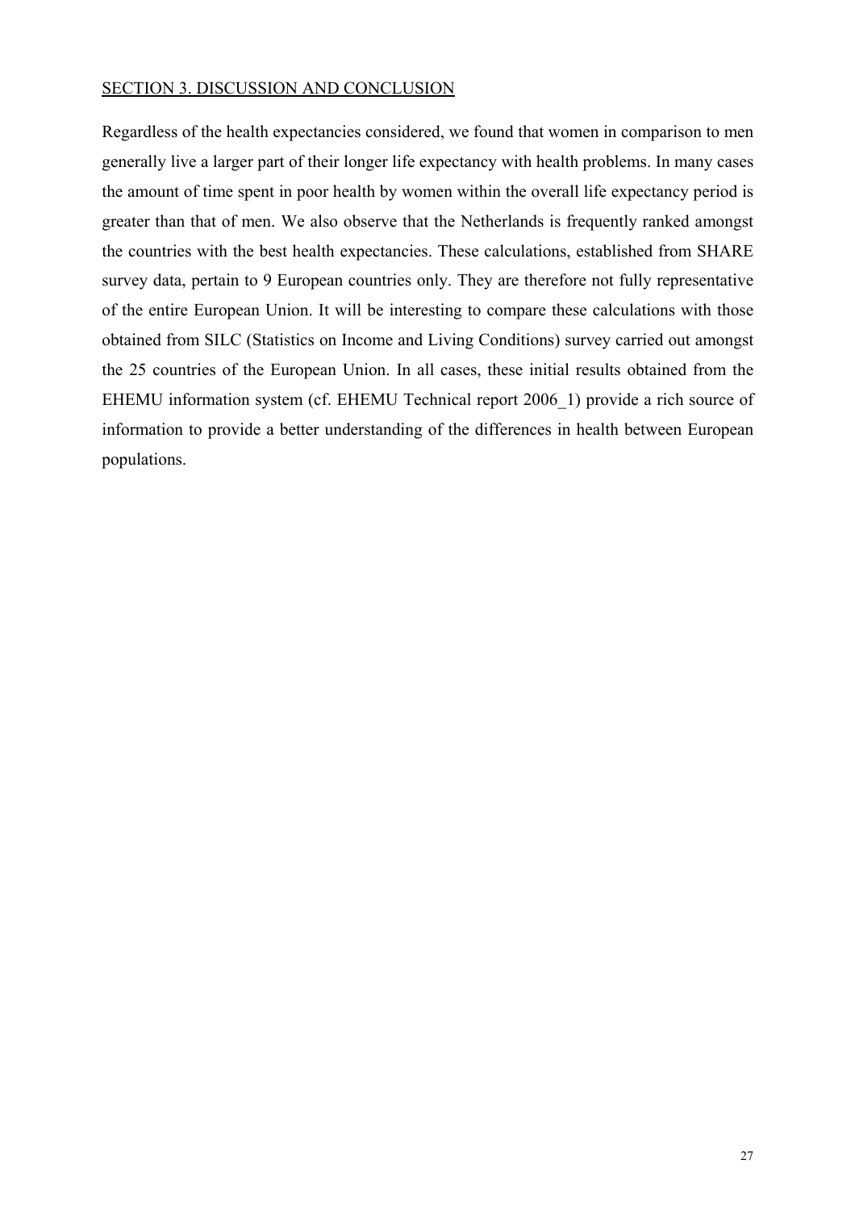## SECTION 3. DISCUSSION AND CONCLUSION

Regardless of the health expectancies considered, we found that women in comparison to men generally live a larger part of their longer life expectancy with health problems. In many cases the amount of time spent in poor health by women within the overall life expectancy period is greater than that of men. We also observe that the Netherlands is frequently ranked amongst the countries with the best health expectancies. These calculations, established from SHARE survey data, pertain to 9 European countries only. They are therefore not fully representative of the entire European Union. It will be interesting to compare these calculations with those obtained from SILC (Statistics on Income and Living Conditions) survey carried out amongst the 25 countries of the European Union. In all cases, these initial results obtained from the EHEMU information system (cf. EHEMU Technical report 2006_1) provide a rich source of information to provide a better understanding of the differences in health between European populations.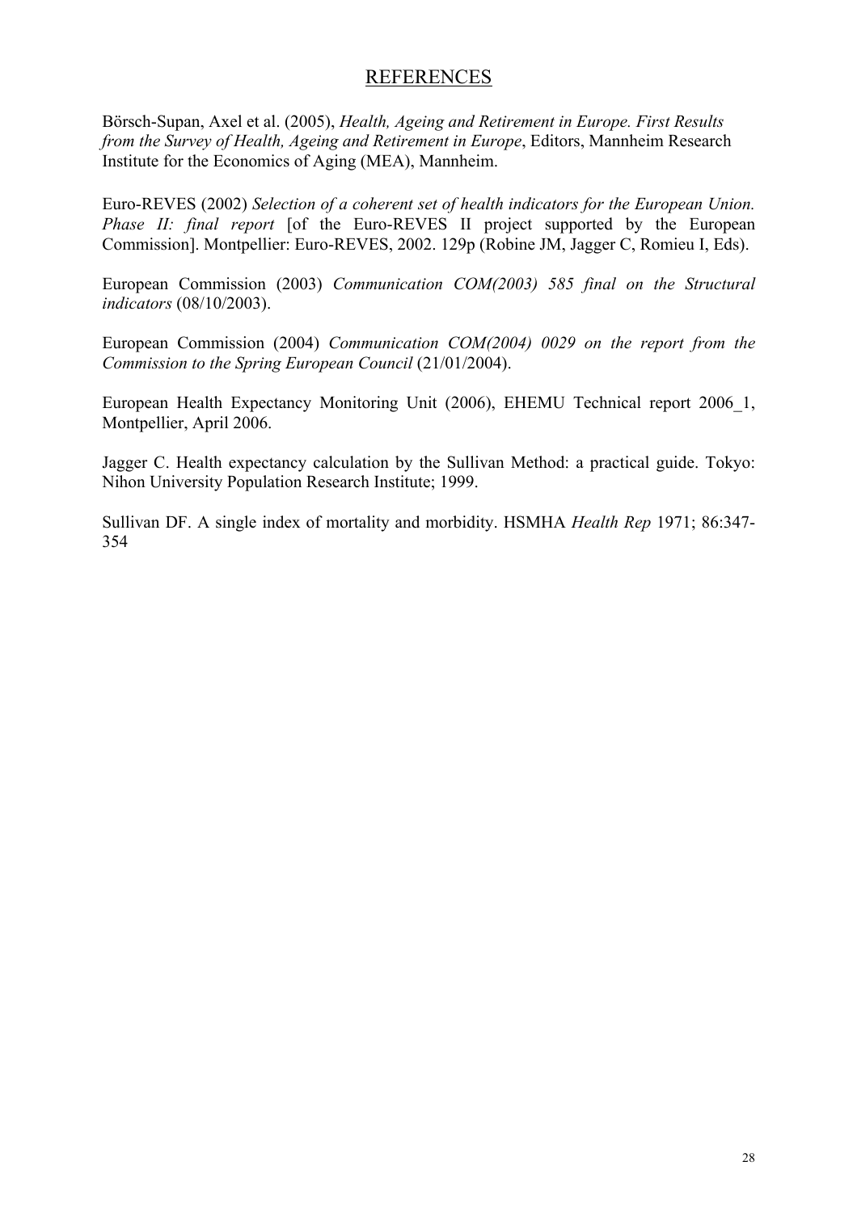# REFERENCES

Börsch-Supan, Axel et al. (2005), *Health, Ageing and Retirement in Europe. First Results from the Survey of Health, Ageing and Retirement in Europe*, Editors, Mannheim Research Institute for the Economics of Aging (MEA), Mannheim.

Euro-REVES (2002) *Selection of a coherent set of health indicators for the European Union. Phase II: final report* [of the Euro-REVES II project supported by the European Commission]. Montpellier: Euro-REVES, 2002. 129p (Robine JM, Jagger C, Romieu I, Eds).

European Commission (2003) *Communication COM(2003) 585 final on the Structural indicators* (08/10/2003).

European Commission (2004) *Communication COM(2004) 0029 on the report from the Commission to the Spring European Council* (21/01/2004).

European Health Expectancy Monitoring Unit (2006), EHEMU Technical report 2006_1, Montpellier, April 2006.

Jagger C. Health expectancy calculation by the Sullivan Method: a practical guide. Tokyo: Nihon University Population Research Institute; 1999.

Sullivan DF. A single index of mortality and morbidity. HSMHA *Health Rep* 1971; 86:347-354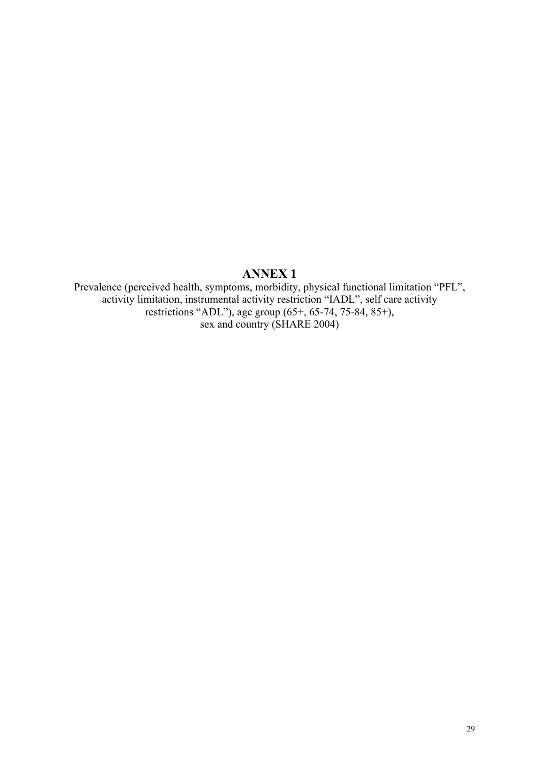# ANNEX 1

Prevalence (perceived health, symptoms, morbidity, physical functional limitation “PFL”, activity limitation, instrumental activity restriction “IADL”, self care activity restrictions “ADL”), age group (65+, 65-74, 75-84, 85+), sex and country (SHARE 2004)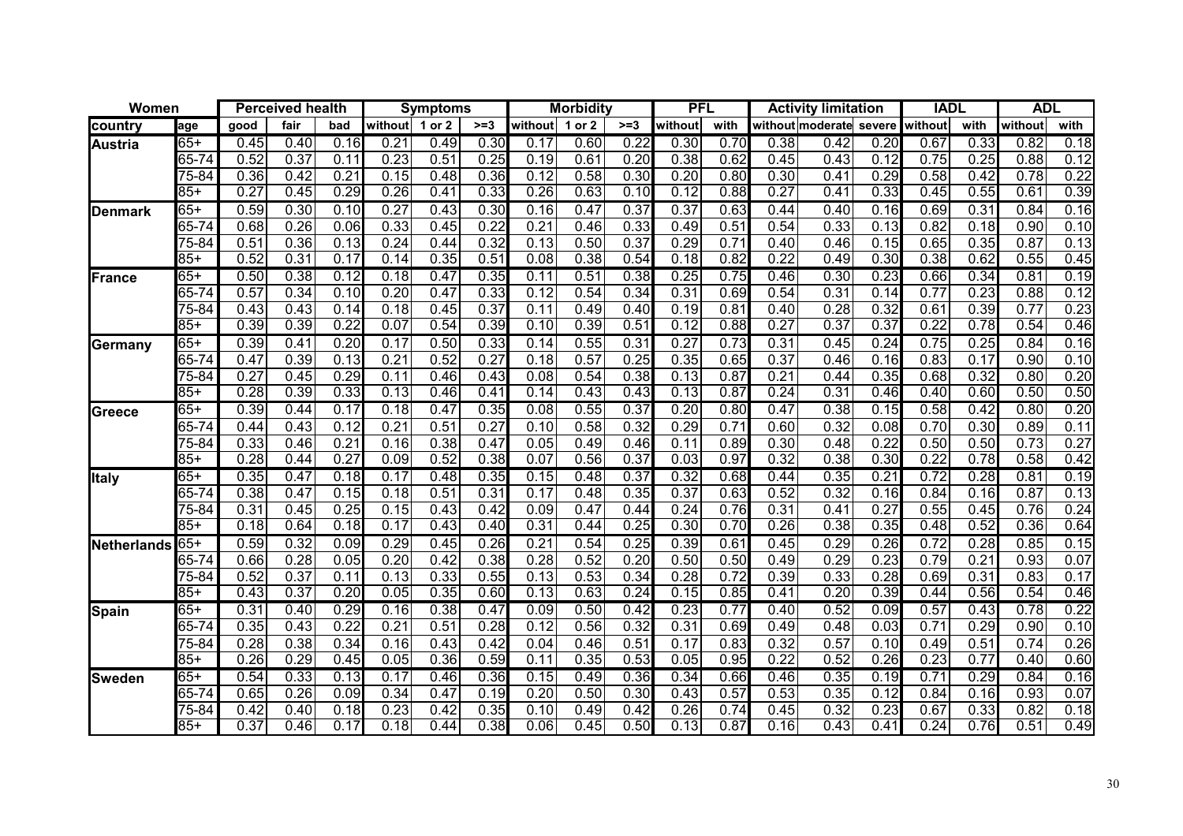| Women | | Perceived health | | | Symptoms | | | Morbidity | | | PFL | | Activity limitation | | | IADL | | ADL | |
|---|---|---|---|---|---|---|---|---|---|---|---|---|---|---|---|---|---|---|---|
| country | age | good | fair | bad | without | 1 or 2 | >=3 | without | 1 or 2 | >=3 | without | with | without | moderate | severe | without | with | without | with |
| Austria | 65+ | 0.45 | 0.40 | 0.16 | 0.21 | 0.49 | 0.30 | 0.17 | 0.60 | 0.22 | 0.30 | 0.70 | 0.38 | 0.42 | 0.20 | 0.67 | 0.33 | 0.82 | 0.18 |
| | 65-74 | 0.52 | 0.37 | 0.11 | 0.23 | 0.51 | 0.25 | 0.19 | 0.61 | 0.20 | 0.38 | 0.62 | 0.45 | 0.43 | 0.12 | 0.75 | 0.25 | 0.88 | 0.12 |
| | 75-84 | 0.36 | 0.42 | 0.21 | 0.15 | 0.48 | 0.36 | 0.12 | 0.58 | 0.30 | 0.20 | 0.80 | 0.30 | 0.41 | 0.29 | 0.58 | 0.42 | 0.78 | 0.22 |
| | 85+ | 0.27 | 0.45 | 0.29 | 0.26 | 0.41 | 0.33 | 0.26 | 0.63 | 0.10 | 0.12 | 0.88 | 0.27 | 0.41 | 0.33 | 0.45 | 0.55 | 0.61 | 0.39 |
| Denmark | 65+ | 0.59 | 0.30 | 0.10 | 0.27 | 0.43 | 0.30 | 0.16 | 0.47 | 0.37 | 0.37 | 0.63 | 0.44 | 0.40 | 0.16 | 0.69 | 0.31 | 0.84 | 0.16 |
| | 65-74 | 0.68 | 0.26 | 0.06 | 0.33 | 0.45 | 0.22 | 0.21 | 0.46 | 0.33 | 0.49 | 0.51 | 0.54 | 0.33 | 0.13 | 0.82 | 0.18 | 0.90 | 0.10 |
| | 75-84 | 0.51 | 0.36 | 0.13 | 0.24 | 0.44 | 0.32 | 0.13 | 0.50 | 0.37 | 0.29 | 0.71 | 0.40 | 0.46 | 0.15 | 0.65 | 0.35 | 0.87 | 0.13 |
| | 85+ | 0.52 | 0.31 | 0.17 | 0.14 | 0.35 | 0.51 | 0.08 | 0.38 | 0.54 | 0.18 | 0.82 | 0.22 | 0.49 | 0.30 | 0.38 | 0.62 | 0.55 | 0.45 |
| France | 65+ | 0.50 | 0.38 | 0.12 | 0.18 | 0.47 | 0.35 | 0.11 | 0.51 | 0.38 | 0.25 | 0.75 | 0.46 | 0.30 | 0.23 | 0.66 | 0.34 | 0.81 | 0.19 |
| | 65-74 | 0.57 | 0.34 | 0.10 | 0.20 | 0.47 | 0.33 | 0.12 | 0.54 | 0.34 | 0.31 | 0.69 | 0.54 | 0.31 | 0.14 | 0.77 | 0.23 | 0.88 | 0.12 |
| | 75-84 | 0.43 | 0.43 | 0.14 | 0.18 | 0.45 | 0.37 | 0.11 | 0.49 | 0.40 | 0.19 | 0.81 | 0.40 | 0.28 | 0.32 | 0.61 | 0.39 | 0.77 | 0.23 |
| | 85+ | 0.39 | 0.39 | 0.22 | 0.07 | 0.54 | 0.39 | 0.10 | 0.39 | 0.51 | 0.12 | 0.88 | 0.27 | 0.37 | 0.37 | 0.22 | 0.78 | 0.54 | 0.46 |
| Germany | 65+ | 0.39 | 0.41 | 0.20 | 0.17 | 0.50 | 0.33 | 0.14 | 0.55 | 0.31 | 0.27 | 0.73 | 0.31 | 0.45 | 0.24 | 0.75 | 0.25 | 0.84 | 0.16 |
| | 65-74 | 0.47 | 0.39 | 0.13 | 0.21 | 0.52 | 0.27 | 0.18 | 0.57 | 0.25 | 0.35 | 0.65 | 0.37 | 0.46 | 0.16 | 0.83 | 0.17 | 0.90 | 0.10 |
| | 75-84 | 0.27 | 0.45 | 0.29 | 0.11 | 0.46 | 0.43 | 0.08 | 0.54 | 0.38 | 0.13 | 0.87 | 0.21 | 0.44 | 0.35 | 0.68 | 0.32 | 0.80 | 0.20 |
| | 85+ | 0.28 | 0.39 | 0.33 | 0.13 | 0.46 | 0.41 | 0.14 | 0.43 | 0.43 | 0.13 | 0.87 | 0.24 | 0.31 | 0.46 | 0.40 | 0.60 | 0.50 | 0.50 |
| Greece | 65+ | 0.39 | 0.44 | 0.17 | 0.18 | 0.47 | 0.35 | 0.08 | 0.55 | 0.37 | 0.20 | 0.80 | 0.47 | 0.38 | 0.15 | 0.58 | 0.42 | 0.80 | 0.20 |
| | 65-74 | 0.44 | 0.43 | 0.12 | 0.21 | 0.51 | 0.27 | 0.10 | 0.58 | 0.32 | 0.29 | 0.71 | 0.60 | 0.32 | 0.08 | 0.70 | 0.30 | 0.89 | 0.11 |
| | 75-84 | 0.33 | 0.46 | 0.21 | 0.16 | 0.38 | 0.47 | 0.05 | 0.49 | 0.46 | 0.11 | 0.89 | 0.30 | 0.48 | 0.22 | 0.50 | 0.50 | 0.73 | 0.27 |
| | 85+ | 0.28 | 0.44 | 0.27 | 0.09 | 0.52 | 0.38 | 0.07 | 0.56 | 0.37 | 0.03 | 0.97 | 0.32 | 0.38 | 0.30 | 0.22 | 0.78 | 0.58 | 0.42 |
| Italy | 65+ | 0.35 | 0.47 | 0.18 | 0.17 | 0.48 | 0.35 | 0.15 | 0.48 | 0.37 | 0.32 | 0.68 | 0.44 | 0.35 | 0.21 | 0.72 | 0.28 | 0.81 | 0.19 |
| | 65-74 | 0.38 | 0.47 | 0.15 | 0.18 | 0.51 | 0.31 | 0.17 | 0.48 | 0.35 | 0.37 | 0.63 | 0.52 | 0.32 | 0.16 | 0.84 | 0.16 | 0.87 | 0.13 |
| | 75-84 | 0.31 | 0.45 | 0.25 | 0.15 | 0.43 | 0.42 | 0.09 | 0.47 | 0.44 | 0.24 | 0.76 | 0.31 | 0.41 | 0.27 | 0.55 | 0.45 | 0.76 | 0.24 |
| | 85+ | 0.18 | 0.64 | 0.18 | 0.17 | 0.43 | 0.40 | 0.31 | 0.44 | 0.25 | 0.30 | 0.70 | 0.26 | 0.38 | 0.35 | 0.48 | 0.52 | 0.36 | 0.64 |
| Netherlands | 65+ | 0.59 | 0.32 | 0.09 | 0.29 | 0.45 | 0.26 | 0.21 | 0.54 | 0.25 | 0.39 | 0.61 | 0.45 | 0.29 | 0.26 | 0.72 | 0.28 | 0.85 | 0.15 |
| | 65-74 | 0.66 | 0.28 | 0.05 | 0.20 | 0.42 | 0.38 | 0.28 | 0.52 | 0.20 | 0.50 | 0.50 | 0.49 | 0.29 | 0.23 | 0.79 | 0.21 | 0.93 | 0.07 |
| | 75-84 | 0.52 | 0.37 | 0.11 | 0.13 | 0.33 | 0.55 | 0.13 | 0.53 | 0.34 | 0.28 | 0.72 | 0.39 | 0.33 | 0.28 | 0.69 | 0.31 | 0.83 | 0.17 |
| | 85+ | 0.43 | 0.37 | 0.20 | 0.05 | 0.35 | 0.60 | 0.13 | 0.63 | 0.24 | 0.15 | 0.85 | 0.41 | 0.20 | 0.39 | 0.44 | 0.56 | 0.54 | 0.46 |
| Spain | 65+ | 0.31 | 0.40 | 0.29 | 0.16 | 0.38 | 0.47 | 0.09 | 0.50 | 0.42 | 0.23 | 0.77 | 0.40 | 0.52 | 0.09 | 0.57 | 0.43 | 0.78 | 0.22 |
| | 65-74 | 0.35 | 0.43 | 0.22 | 0.21 | 0.51 | 0.28 | 0.12 | 0.56 | 0.32 | 0.31 | 0.69 | 0.49 | 0.48 | 0.03 | 0.71 | 0.29 | 0.90 | 0.10 |
| | 75-84 | 0.28 | 0.38 | 0.34 | 0.16 | 0.43 | 0.42 | 0.04 | 0.46 | 0.51 | 0.17 | 0.83 | 0.32 | 0.57 | 0.10 | 0.49 | 0.51 | 0.74 | 0.26 |
| | 85+ | 0.26 | 0.29 | 0.45 | 0.05 | 0.36 | 0.59 | 0.11 | 0.35 | 0.53 | 0.05 | 0.95 | 0.22 | 0.52 | 0.26 | 0.23 | 0.77 | 0.40 | 0.60 |
| Sweden | 65+ | 0.54 | 0.33 | 0.13 | 0.17 | 0.46 | 0.36 | 0.15 | 0.49 | 0.36 | 0.34 | 0.66 | 0.46 | 0.35 | 0.19 | 0.71 | 0.29 | 0.84 | 0.16 |
| | 65-74 | 0.65 | 0.26 | 0.09 | 0.34 | 0.47 | 0.19 | 0.20 | 0.50 | 0.30 | 0.43 | 0.57 | 0.53 | 0.35 | 0.12 | 0.84 | 0.16 | 0.93 | 0.07 |
| | 75-84 | 0.42 | 0.40 | 0.18 | 0.23 | 0.42 | 0.35 | 0.10 | 0.49 | 0.42 | 0.26 | 0.74 | 0.45 | 0.32 | 0.23 | 0.67 | 0.33 | 0.82 | 0.18 |
| | 85+ | 0.37 | 0.46 | 0.17 | 0.18 | 0.44 | 0.38 | 0.06 | 0.45 | 0.50 | 0.13 | 0.87 | 0.16 | 0.43 | 0.41 | 0.24 | 0.76 | 0.51 | 0.49 |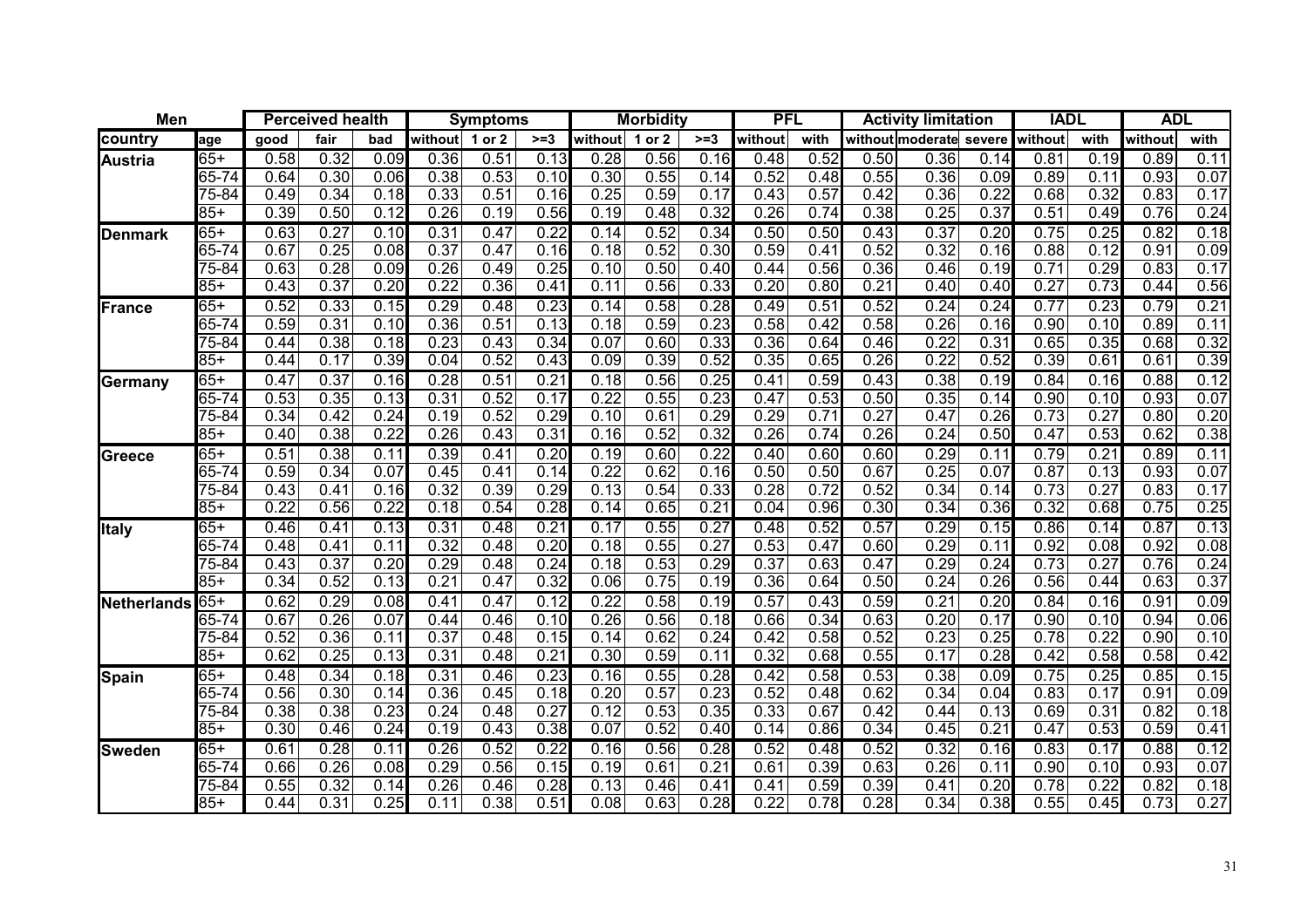| Men | | Perceived health | | | Symptoms | | | Morbidity | | | PFL | | Activity limitation | | | IADL | | ADL | |
|---|---|---|---|---|---|---|---|---|---|---|---|---|---|---|---|---|---|---|---|
| country | age | good | fair | bad | without | 1 or 2 | >=3 | without | 1 or 2 | >=3 | without | with | without | moderate | severe | without | with | without | with |
| Austria | 65+ | 0.58 | 0.32 | 0.09 | 0.36 | 0.51 | 0.13 | 0.28 | 0.56 | 0.16 | 0.48 | 0.52 | 0.50 | 0.36 | 0.14 | 0.81 | 0.19 | 0.89 | 0.11 |
| | 65-74 | 0.64 | 0.30 | 0.06 | 0.38 | 0.53 | 0.10 | 0.30 | 0.55 | 0.14 | 0.52 | 0.48 | 0.55 | 0.36 | 0.09 | 0.89 | 0.11 | 0.93 | 0.07 |
| | 75-84 | 0.49 | 0.34 | 0.18 | 0.33 | 0.51 | 0.16 | 0.25 | 0.59 | 0.17 | 0.43 | 0.57 | 0.42 | 0.36 | 0.22 | 0.68 | 0.32 | 0.83 | 0.17 |
| | 85+ | 0.39 | 0.50 | 0.12 | 0.26 | 0.19 | 0.56 | 0.19 | 0.48 | 0.32 | 0.26 | 0.74 | 0.38 | 0.25 | 0.37 | 0.51 | 0.49 | 0.76 | 0.24 |
| Denmark | 65+ | 0.63 | 0.27 | 0.10 | 0.31 | 0.47 | 0.22 | 0.14 | 0.52 | 0.34 | 0.50 | 0.50 | 0.43 | 0.37 | 0.20 | 0.75 | 0.25 | 0.82 | 0.18 |
| | 65-74 | 0.67 | 0.25 | 0.08 | 0.37 | 0.47 | 0.16 | 0.18 | 0.52 | 0.30 | 0.59 | 0.41 | 0.52 | 0.32 | 0.16 | 0.88 | 0.12 | 0.91 | 0.09 |
| | 75-84 | 0.63 | 0.28 | 0.09 | 0.26 | 0.49 | 0.25 | 0.10 | 0.50 | 0.40 | 0.44 | 0.56 | 0.36 | 0.46 | 0.19 | 0.71 | 0.29 | 0.83 | 0.17 |
| | 85+ | 0.43 | 0.37 | 0.20 | 0.22 | 0.36 | 0.41 | 0.11 | 0.56 | 0.33 | 0.20 | 0.80 | 0.21 | 0.40 | 0.40 | 0.27 | 0.73 | 0.44 | 0.56 |
| France | 65+ | 0.52 | 0.33 | 0.15 | 0.29 | 0.48 | 0.23 | 0.14 | 0.58 | 0.28 | 0.49 | 0.51 | 0.52 | 0.24 | 0.24 | 0.77 | 0.23 | 0.79 | 0.21 |
| | 65-74 | 0.59 | 0.31 | 0.10 | 0.36 | 0.51 | 0.13 | 0.18 | 0.59 | 0.23 | 0.58 | 0.42 | 0.58 | 0.26 | 0.16 | 0.90 | 0.10 | 0.89 | 0.11 |
| | 75-84 | 0.44 | 0.38 | 0.18 | 0.23 | 0.43 | 0.34 | 0.07 | 0.60 | 0.33 | 0.36 | 0.64 | 0.46 | 0.22 | 0.31 | 0.65 | 0.35 | 0.68 | 0.32 |
| | 85+ | 0.44 | 0.17 | 0.39 | 0.04 | 0.52 | 0.43 | 0.09 | 0.39 | 0.52 | 0.35 | 0.65 | 0.26 | 0.22 | 0.52 | 0.39 | 0.61 | 0.61 | 0.39 |
| Germany | 65+ | 0.47 | 0.37 | 0.16 | 0.28 | 0.51 | 0.21 | 0.18 | 0.56 | 0.25 | 0.41 | 0.59 | 0.43 | 0.38 | 0.19 | 0.84 | 0.16 | 0.88 | 0.12 |
| | 65-74 | 0.53 | 0.35 | 0.13 | 0.31 | 0.52 | 0.17 | 0.22 | 0.55 | 0.23 | 0.47 | 0.53 | 0.50 | 0.35 | 0.14 | 0.90 | 0.10 | 0.93 | 0.07 |
| | 75-84 | 0.34 | 0.42 | 0.24 | 0.19 | 0.52 | 0.29 | 0.10 | 0.61 | 0.29 | 0.29 | 0.71 | 0.27 | 0.47 | 0.26 | 0.73 | 0.27 | 0.80 | 0.20 |
| | 85+ | 0.40 | 0.38 | 0.22 | 0.26 | 0.43 | 0.31 | 0.16 | 0.52 | 0.32 | 0.26 | 0.74 | 0.26 | 0.24 | 0.50 | 0.47 | 0.53 | 0.62 | 0.38 |
| Greece | 65+ | 0.51 | 0.38 | 0.11 | 0.39 | 0.41 | 0.20 | 0.19 | 0.60 | 0.22 | 0.40 | 0.60 | 0.60 | 0.29 | 0.11 | 0.79 | 0.21 | 0.89 | 0.11 |
| | 65-74 | 0.59 | 0.34 | 0.07 | 0.45 | 0.41 | 0.14 | 0.22 | 0.62 | 0.16 | 0.50 | 0.50 | 0.67 | 0.25 | 0.07 | 0.87 | 0.13 | 0.93 | 0.07 |
| | 75-84 | 0.43 | 0.41 | 0.16 | 0.32 | 0.39 | 0.29 | 0.13 | 0.54 | 0.33 | 0.28 | 0.72 | 0.52 | 0.34 | 0.14 | 0.73 | 0.27 | 0.83 | 0.17 |
| | 85+ | 0.22 | 0.56 | 0.22 | 0.18 | 0.54 | 0.28 | 0.14 | 0.65 | 0.21 | 0.04 | 0.96 | 0.30 | 0.34 | 0.36 | 0.32 | 0.68 | 0.75 | 0.25 |
| Italy | 65+ | 0.46 | 0.41 | 0.13 | 0.31 | 0.48 | 0.21 | 0.17 | 0.55 | 0.27 | 0.48 | 0.52 | 0.57 | 0.29 | 0.15 | 0.86 | 0.14 | 0.87 | 0.13 |
| | 65-74 | 0.48 | 0.41 | 0.11 | 0.32 | 0.48 | 0.20 | 0.18 | 0.55 | 0.27 | 0.53 | 0.47 | 0.60 | 0.29 | 0.11 | 0.92 | 0.08 | 0.92 | 0.08 |
| | 75-84 | 0.43 | 0.37 | 0.20 | 0.29 | 0.48 | 0.24 | 0.18 | 0.53 | 0.29 | 0.37 | 0.63 | 0.47 | 0.29 | 0.24 | 0.73 | 0.27 | 0.76 | 0.24 |
| | 85+ | 0.34 | 0.52 | 0.13 | 0.21 | 0.47 | 0.32 | 0.06 | 0.75 | 0.19 | 0.36 | 0.64 | 0.50 | 0.24 | 0.26 | 0.56 | 0.44 | 0.63 | 0.37 |
| Netherlands | 65+ | 0.62 | 0.29 | 0.08 | 0.41 | 0.47 | 0.12 | 0.22 | 0.58 | 0.19 | 0.57 | 0.43 | 0.59 | 0.21 | 0.20 | 0.84 | 0.16 | 0.91 | 0.09 |
| | 65-74 | 0.67 | 0.26 | 0.07 | 0.44 | 0.46 | 0.10 | 0.26 | 0.56 | 0.18 | 0.66 | 0.34 | 0.63 | 0.20 | 0.17 | 0.90 | 0.10 | 0.94 | 0.06 |
| | 75-84 | 0.52 | 0.36 | 0.11 | 0.37 | 0.48 | 0.15 | 0.14 | 0.62 | 0.24 | 0.42 | 0.58 | 0.52 | 0.23 | 0.25 | 0.78 | 0.22 | 0.90 | 0.10 |
| | 85+ | 0.62 | 0.25 | 0.13 | 0.31 | 0.48 | 0.21 | 0.30 | 0.59 | 0.11 | 0.32 | 0.68 | 0.55 | 0.17 | 0.28 | 0.42 | 0.58 | 0.58 | 0.42 |
| Spain | 65+ | 0.48 | 0.34 | 0.18 | 0.31 | 0.46 | 0.23 | 0.16 | 0.55 | 0.28 | 0.42 | 0.58 | 0.53 | 0.38 | 0.09 | 0.75 | 0.25 | 0.85 | 0.15 |
| | 65-74 | 0.56 | 0.30 | 0.14 | 0.36 | 0.45 | 0.18 | 0.20 | 0.57 | 0.23 | 0.52 | 0.48 | 0.62 | 0.34 | 0.04 | 0.83 | 0.17 | 0.91 | 0.09 |
| | 75-84 | 0.38 | 0.38 | 0.23 | 0.24 | 0.48 | 0.27 | 0.12 | 0.53 | 0.35 | 0.33 | 0.67 | 0.42 | 0.44 | 0.13 | 0.69 | 0.31 | 0.82 | 0.18 |
| | 85+ | 0.30 | 0.46 | 0.24 | 0.19 | 0.43 | 0.38 | 0.07 | 0.52 | 0.40 | 0.14 | 0.86 | 0.34 | 0.45 | 0.21 | 0.47 | 0.53 | 0.59 | 0.41 |
| Sweden | 65+ | 0.61 | 0.28 | 0.11 | 0.26 | 0.52 | 0.22 | 0.16 | 0.56 | 0.28 | 0.52 | 0.48 | 0.52 | 0.32 | 0.16 | 0.83 | 0.17 | 0.88 | 0.12 |
| | 65-74 | 0.66 | 0.26 | 0.08 | 0.29 | 0.56 | 0.15 | 0.19 | 0.61 | 0.21 | 0.61 | 0.39 | 0.63 | 0.26 | 0.11 | 0.90 | 0.10 | 0.93 | 0.07 |
| | 75-84 | 0.55 | 0.32 | 0.14 | 0.26 | 0.46 | 0.28 | 0.13 | 0.46 | 0.41 | 0.41 | 0.59 | 0.39 | 0.41 | 0.20 | 0.78 | 0.22 | 0.82 | 0.18 |
| | 85+ | 0.44 | 0.31 | 0.25 | 0.11 | 0.38 | 0.51 | 0.08 | 0.63 | 0.28 | 0.22 | 0.78 | 0.28 | 0.34 | 0.38 | 0.55 | 0.45 | 0.73 | 0.27 |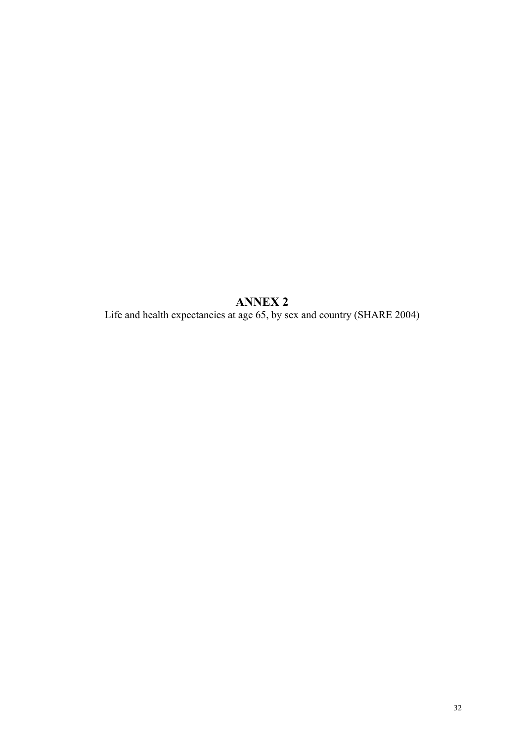# ANNEX 2

Life and health expectancies at age 65, by sex and country (SHARE 2004)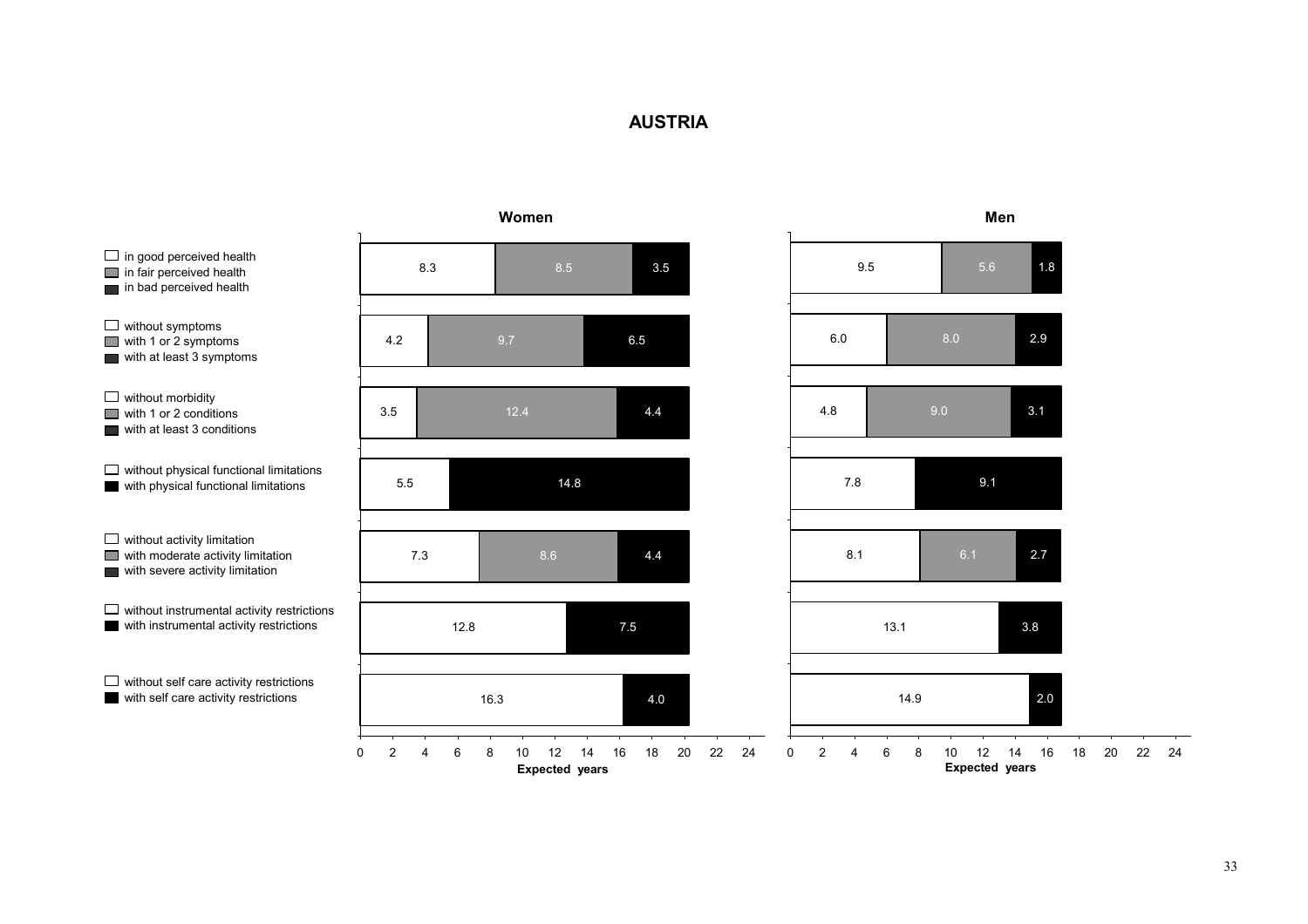# AUSTRIA

| Indicator | Women | | | Men | | |
|---|---|---|---|---|---|---|
| in good perceived health / in fair perceived health / in bad perceived health | 8.3 | 8.5 | 3.5 | 9.5 | 5.6 | 1.8 |
| without symptoms / with 1 or 2 symptoms / with at least 3 symptoms | 4.2 | 9.7 | 6.5 | 6.0 | 8.0 | 2.9 |
| without morbidity / with 1 or 2 conditions / with at least 3 conditions | 3.5 | 12.4 | 4.4 | 4.8 | 9.0 | 3.1 |
| without physical functional limitations / with physical functional limitations | 5.5 | 14.8 | | 7.8 | 9.1 | |
| without activity limitation / with moderate activity limitation / with severe activity limitation | 7.3 | 8.6 | 4.4 | 8.1 | 6.1 | 2.7 |
| without instrumental activity restrictions / with instrumental activity restrictions | 12.8 | 7.5 | | 13.1 | 3.8 | |
| without self care activity restrictions / with self care activity restrictions | 16.3 | 4.0 | | 14.9 | 2.0 | |

Expected years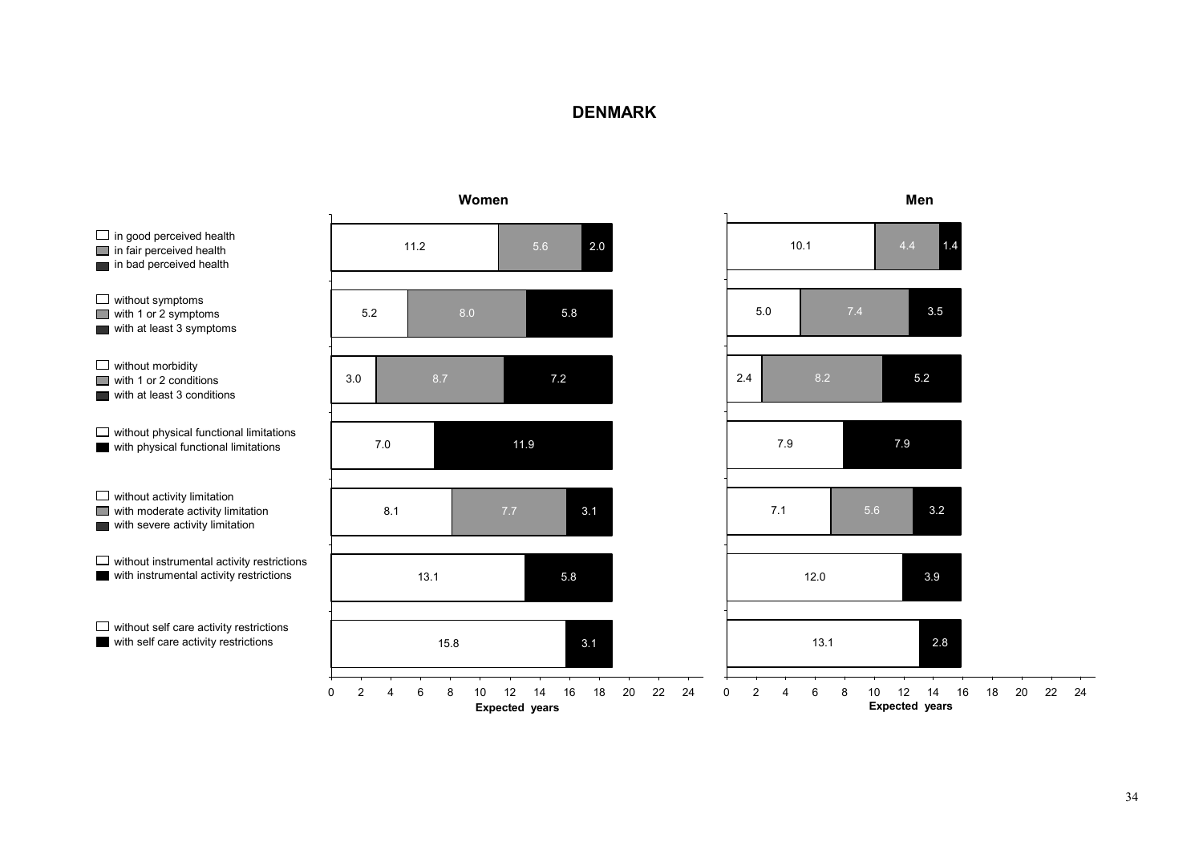# DENMARK

| Indicator | Women | | | Men | | |
|---|---|---|---|---|---|---|
| in good perceived health / in fair perceived health / in bad perceived health | 11.2 | 5.6 | 2.0 | 10.1 | 4.4 | 1.4 |
| without symptoms / with 1 or 2 symptoms / with at least 3 symptoms | 5.2 | 8.0 | 5.8 | 5.0 | 7.4 | 3.5 |
| without morbidity / with 1 or 2 conditions / with at least 3 conditions | 3.0 | 8.7 | 7.2 | 2.4 | 8.2 | 5.2 |
| without physical functional limitations / with physical functional limitations | 7.0 | 11.9 | | 7.9 | 7.9 | |
| without activity limitation / with moderate activity limitation / with severe activity limitation | 8.1 | 7.7 | 3.1 | 7.1 | 5.6 | 3.2 |
| without instrumental activity restrictions / with instrumental activity restrictions | 13.1 | 5.8 | | 12.0 | 3.9 | |
| without self care activity restrictions / with self care activity restrictions | 15.8 | 3.1 | | 13.1 | 2.8 | |

Expected years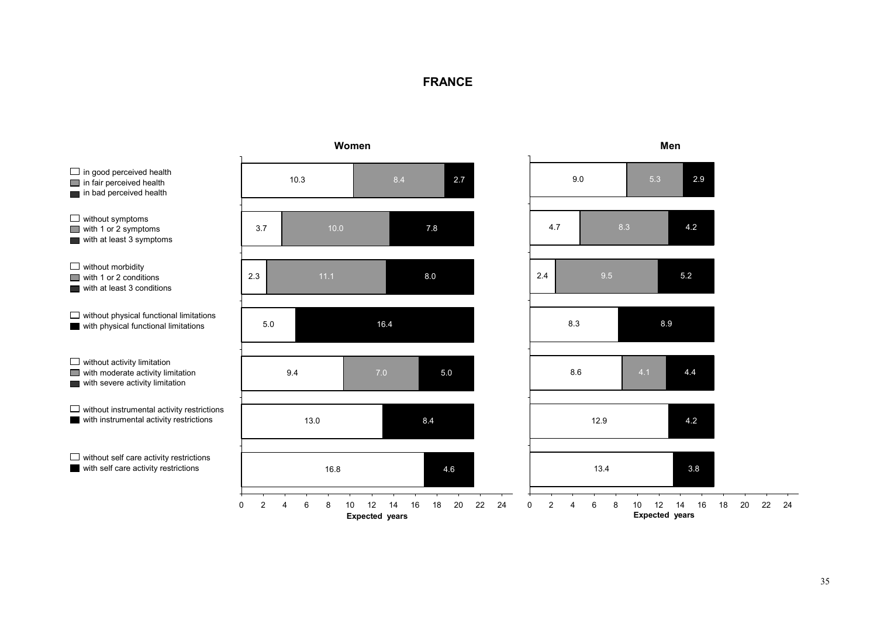# FRANCE

| Indicator | Women | | | Men | | |
|---|---|---|---|---|---|---|
| in good / fair / bad perceived health | 10.3 | 8.4 | 2.7 | 9.0 | 5.3 | 2.9 |
| without symptoms / with 1 or 2 symptoms / with at least 3 symptoms | 3.7 | 10.0 | 7.8 | 4.7 | 8.3 | 4.2 |
| without morbidity / with 1 or 2 conditions / with at least 3 conditions | 2.3 | 11.1 | 8.0 | 2.4 | 9.5 | 5.2 |
| without / with physical functional limitations | 5.0 | 16.4 | | 8.3 | 8.9 | |
| without activity limitation / with moderate activity limitation / with severe activity limitation | 9.4 | 7.0 | 5.0 | 8.6 | 4.1 | 4.4 |
| without / with instrumental activity restrictions | 13.0 | 8.4 | | 12.9 | 4.2 | |
| without / with self care activity restrictions | 16.8 | 4.6 | | 13.4 | 3.8 | |

Expected years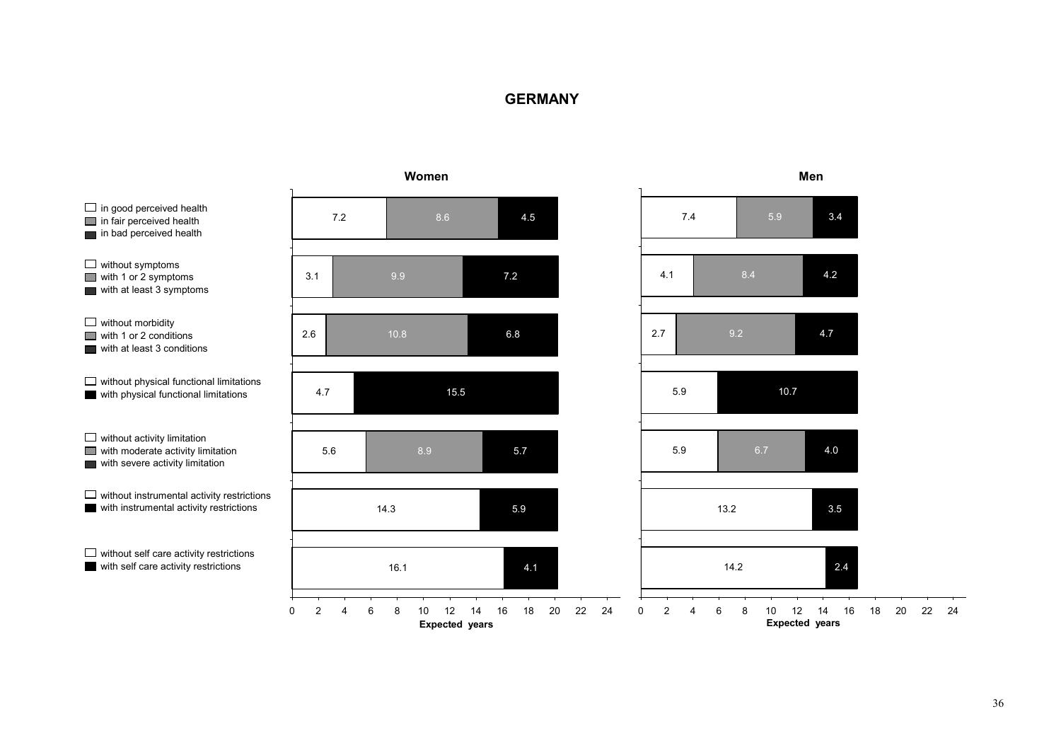# GERMANY

| Indicator | Women | | | Men | | |
|---|---|---|---|---|---|---|
| in good / fair / bad perceived health | 7.2 | 8.6 | 4.5 | 7.4 | 5.9 | 3.4 |
| without symptoms / with 1 or 2 symptoms / with at least 3 symptoms | 3.1 | 9.9 | 7.2 | 4.1 | 8.4 | 4.2 |
| without morbidity / with 1 or 2 conditions / with at least 3 conditions | 2.6 | 10.8 | 6.8 | 2.7 | 9.2 | 4.7 |
| without / with physical functional limitations | 4.7 | | 15.5 | 5.9 | | 10.7 |
| without activity limitation / with moderate activity limitation / with severe activity limitation | 5.6 | 8.9 | 5.7 | 5.9 | 6.7 | 4.0 |
| without / with instrumental activity restrictions | 14.3 | | 5.9 | 13.2 | | 3.5 |
| without / with self care activity restrictions | 16.1 | | 4.1 | 14.2 | | 2.4 |

Expected years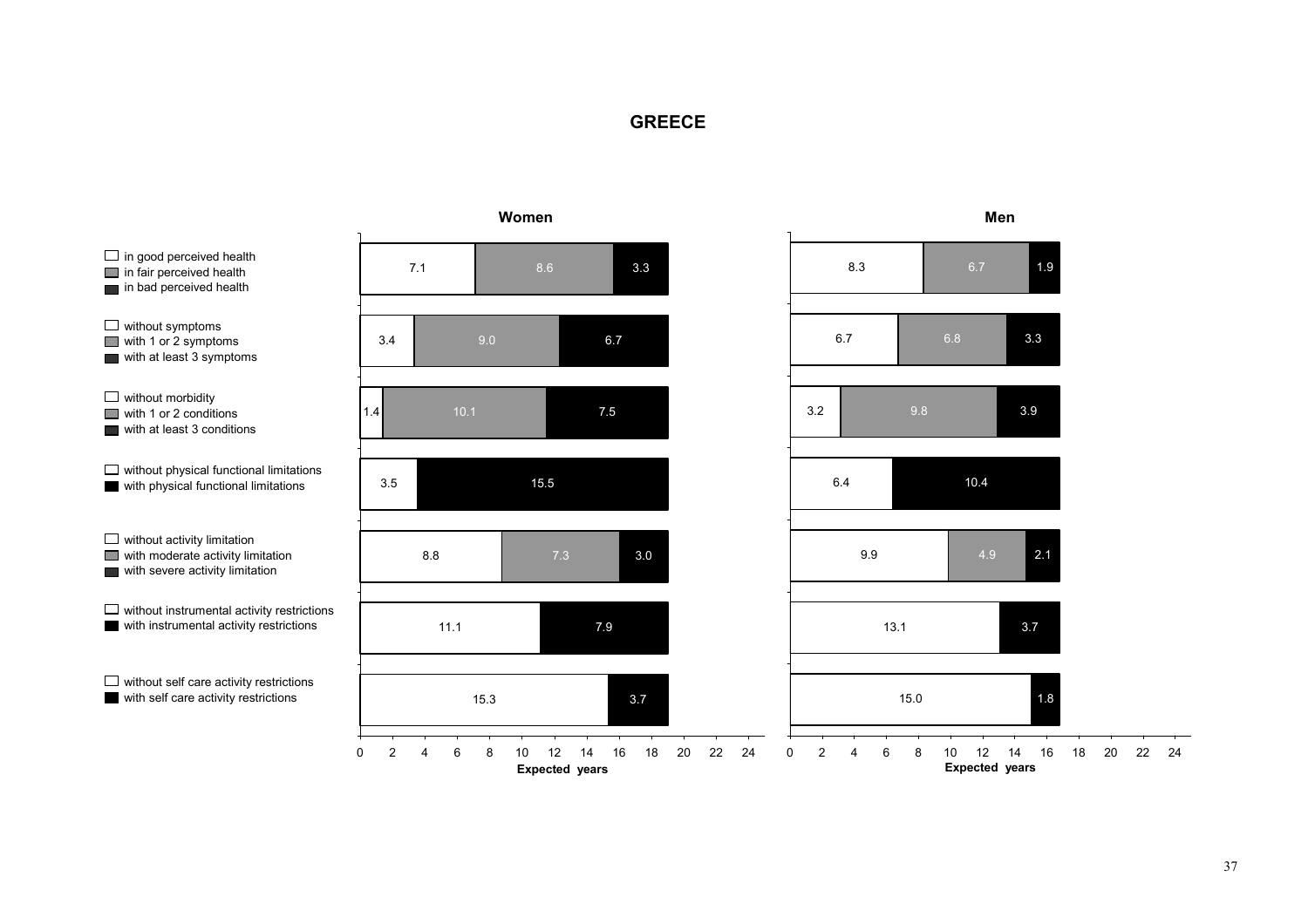# GREECE

| Indicator | Women | | | Men | | |
|---|---|---|---|---|---|---|
| in good / fair / bad perceived health | 7.1 | 8.6 | 3.3 | 8.3 | 6.7 | 1.9 |
| without symptoms / with 1 or 2 symptoms / with at least 3 symptoms | 3.4 | 9.0 | 6.7 | 6.7 | 6.8 | 3.3 |
| without morbidity / with 1 or 2 conditions / with at least 3 conditions | 1.4 | 10.1 | 7.5 | 3.2 | 9.8 | 3.9 |
| without / with physical functional limitations | 3.5 | | 15.5 | 6.4 | | 10.4 |
| without activity limitation / with moderate activity limitation / with severe activity limitation | 8.8 | 7.3 | 3.0 | 9.9 | 4.9 | 2.1 |
| without / with instrumental activity restrictions | 11.1 | | 7.9 | 13.1 | | 3.7 |
| without / with self care activity restrictions | 15.3 | | 3.7 | 15.0 | | 1.8 |

Expected years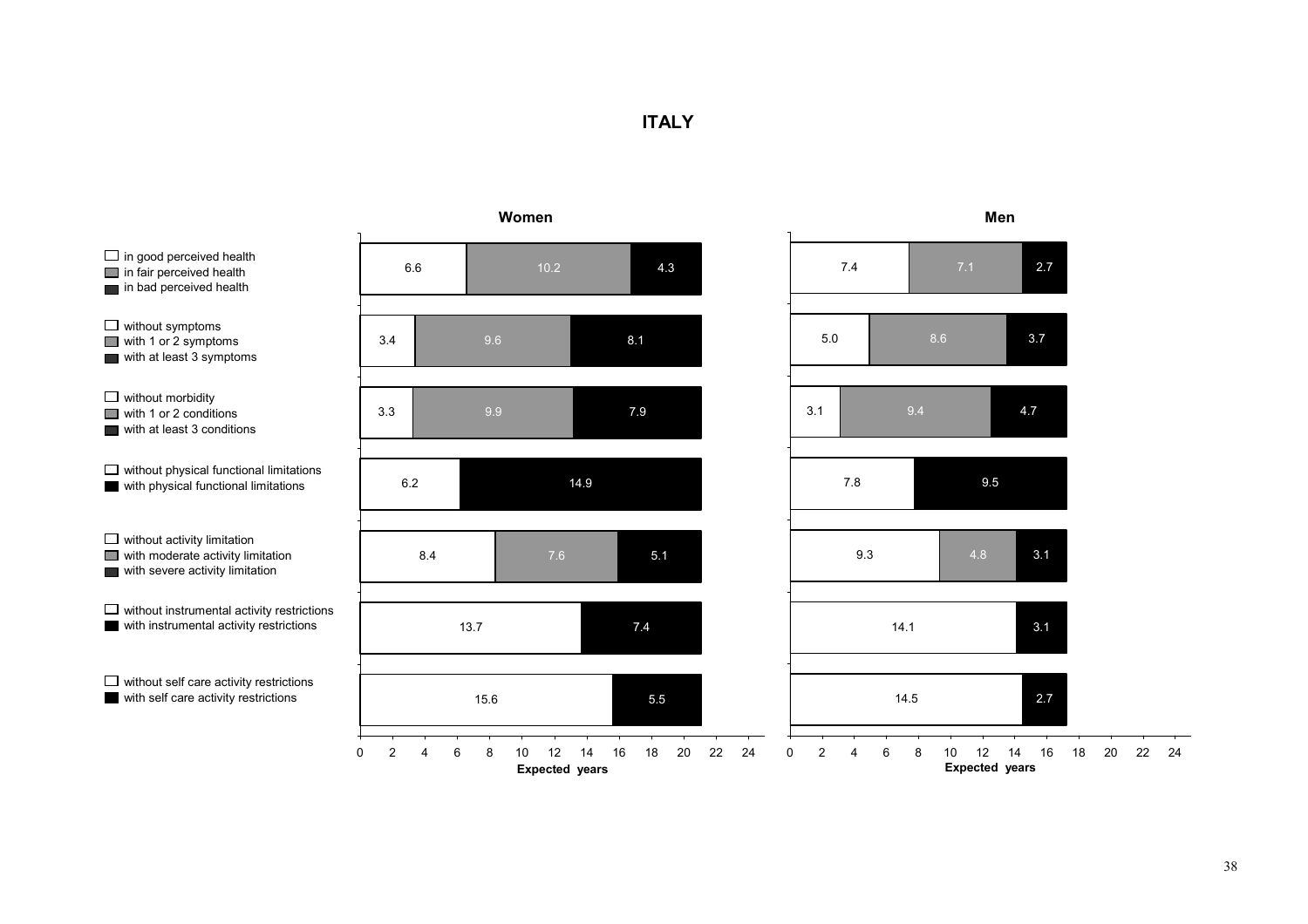# ITALY

| Indicator | Category | Women (expected years) | Men (expected years) |
| --- | --- | --- | --- |
| Perceived health | in good perceived health | 6.6 | 7.4 |
| | in fair perceived health | 10.2 | 7.1 |
| | in bad perceived health | 4.3 | 2.7 |
| Symptoms | without symptoms | 3.4 | 5.0 |
| | with 1 or 2 symptoms | 9.6 | 8.6 |
| | with at least 3 symptoms | 8.1 | 3.7 |
| Morbidity | without morbidity | 3.3 | 3.1 |
| | with 1 or 2 conditions | 9.9 | 9.4 |
| | with at least 3 conditions | 7.9 | 4.7 |
| Physical functional limitations | without physical functional limitations | 6.2 | 7.8 |
| | with physical functional limitations | 14.9 | 9.5 |
| Activity limitation | without activity limitation | 8.4 | 9.3 |
| | with moderate activity limitation | 7.6 | 4.8 |
| | with severe activity limitation | 5.1 | 3.1 |
| Instrumental activity restrictions | without instrumental activity restrictions | 13.7 | 14.1 |
| | with instrumental activity restrictions | 7.4 | 3.1 |
| Self care activity restrictions | without self care activity restrictions | 15.6 | 14.5 |
| | with self care activity restrictions | 5.5 | 2.7 |

Expected years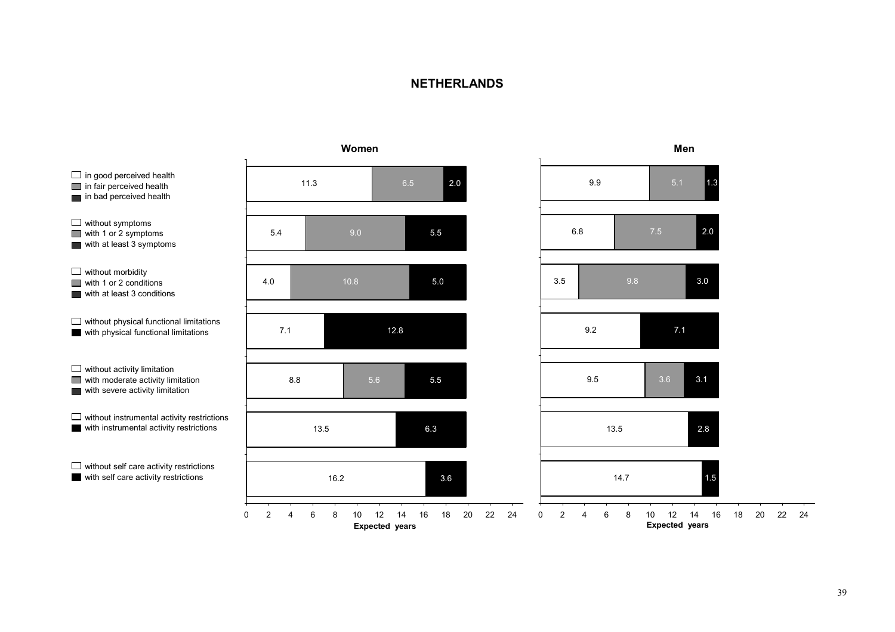# NETHERLANDS

| Indicator | Women | | | Men | | |
|---|---|---|---|---|---|---|
| in good perceived health / in fair perceived health / in bad perceived health | 11.3 | 6.5 | 2.0 | 9.9 | 5.1 | 1.3 |
| without symptoms / with 1 or 2 symptoms / with at least 3 symptoms | 5.4 | 9.0 | 5.5 | 6.8 | 7.5 | 2.0 |
| without morbidity / with 1 or 2 conditions / with at least 3 conditions | 4.0 | 10.8 | 5.0 | 3.5 | 9.8 | 3.0 |
| without physical functional limitations / with physical functional limitations | 7.1 | 12.8 | | 9.2 | 7.1 | |
| without activity limitation / with moderate activity limitation / with severe activity limitation | 8.8 | 5.6 | 5.5 | 9.5 | 3.6 | 3.1 |
| without instrumental activity restrictions / with instrumental activity restrictions | 13.5 | 6.3 | | 13.5 | 2.8 | |
| without self care activity restrictions / with self care activity restrictions | 16.2 | 3.6 | | 14.7 | 1.5 | |

Expected years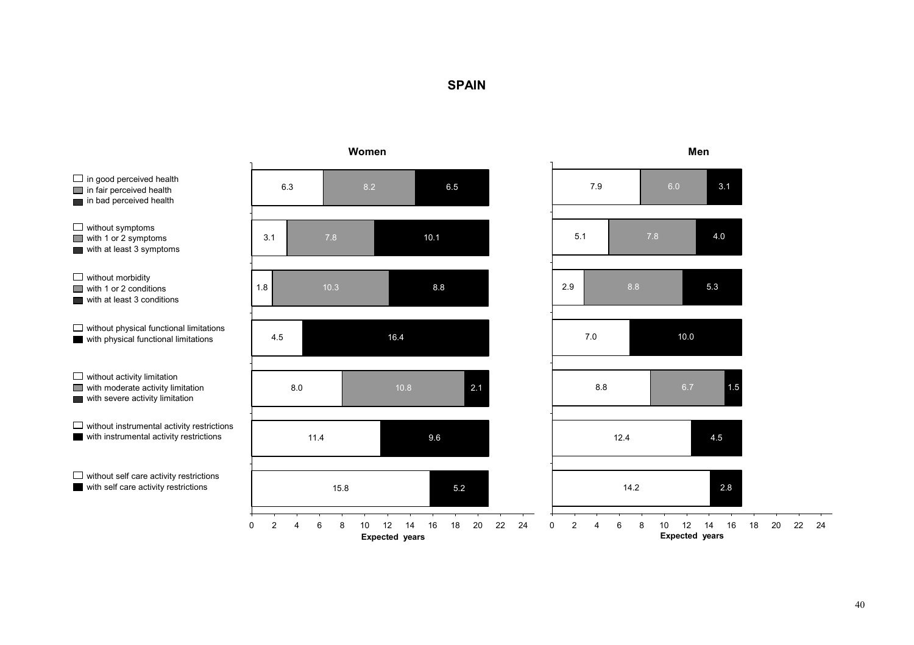# SPAIN

| Indicator | Women | | | Men | | |
|---|---|---|---|---|---|---|
| In good / fair / bad perceived health | 6.3 | 8.2 | 6.5 | 7.9 | 6.0 | 3.1 |
| Without symptoms / with 1 or 2 symptoms / with at least 3 symptoms | 3.1 | 7.8 | 10.1 | 5.1 | 7.8 | 4.0 |
| Without morbidity / with 1 or 2 conditions / with at least 3 conditions | 1.8 | 10.3 | 8.8 | 2.9 | 8.8 | 5.3 |
| Without / with physical functional limitations | 4.5 | | 16.4 | 7.0 | | 10.0 |
| Without activity limitation / with moderate activity limitation / with severe activity limitation | 8.0 | 10.8 | 2.1 | 8.8 | 6.7 | 1.5 |
| Without / with instrumental activity restrictions | 11.4 | | 9.6 | 12.4 | | 4.5 |
| Without / with self care activity restrictions | 15.8 | | 5.2 | 14.2 | | 2.8 |

Expected years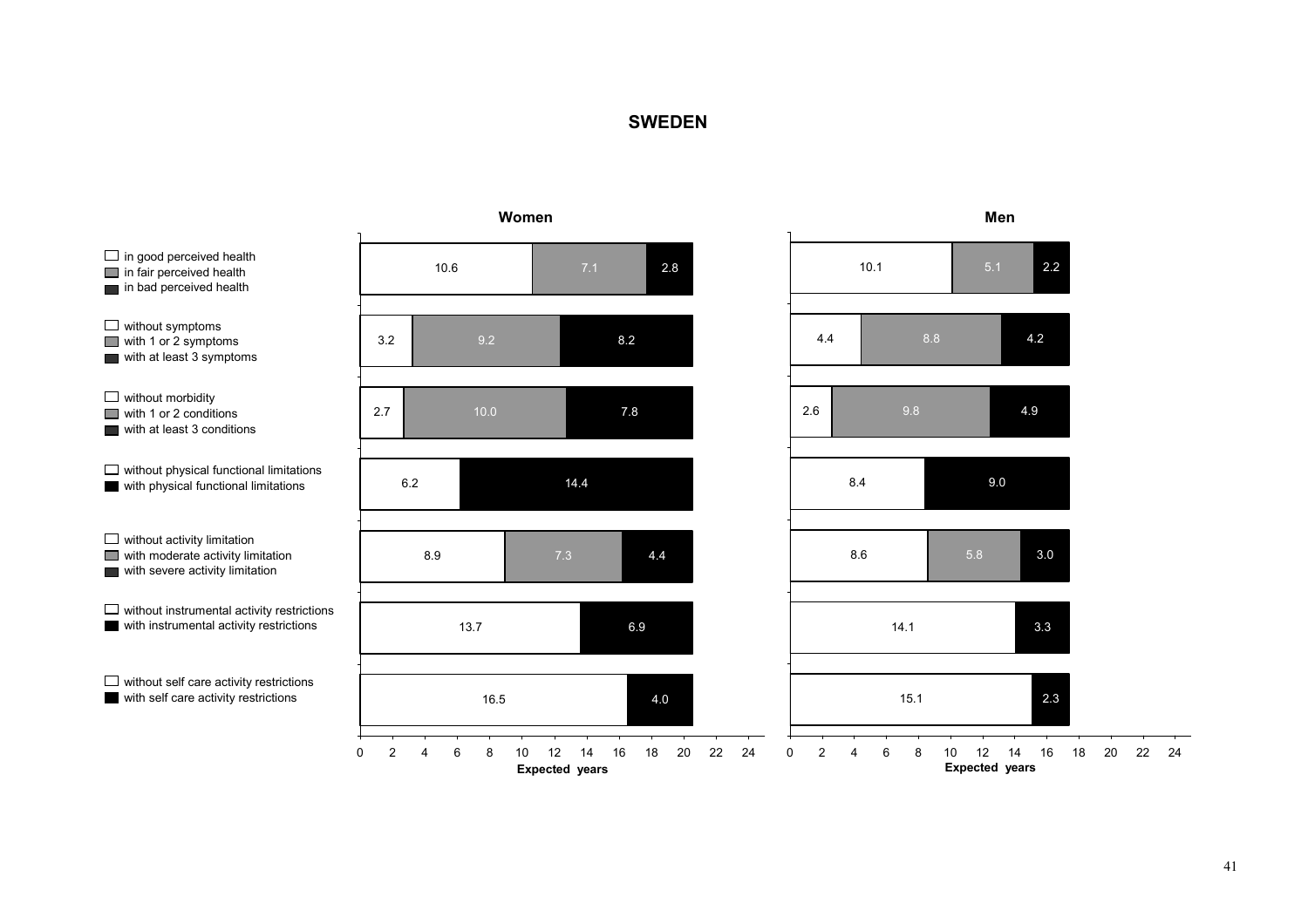# SWEDEN

Women

Men

in good perceived health
in fair perceived health
in bad perceived health

without symptoms
with 1 or 2 symptoms
with at least 3 symptoms

without morbidity
with 1 or 2 conditions
with at least 3 conditions

without physical functional limitations
with physical functional limitations

without activity limitation
with moderate activity limitation
with severe activity limitation

without instrumental activity restrictions
with instrumental activity restrictions

without self care activity restrictions
with self care activity restrictions

Women:

10.6 7.1 2.8

3.2 9.2 8.2

2.7 10.0 7.8

6.2 14.4

8.9 7.3 4.4

13.7 6.9

16.5 4.0

Men:

10.1 5.1 2.2

4.4 8.8 4.2

2.6 9.8 4.9

8.4 9.0

8.6 5.8 3.0

14.1 3.3

15.1 2.3

0 2 4 6 8 10 12 14 16 18 20 22 24

Expected years

0 2 4 6 8 10 12 14 16 18 20 22 24

Expected years